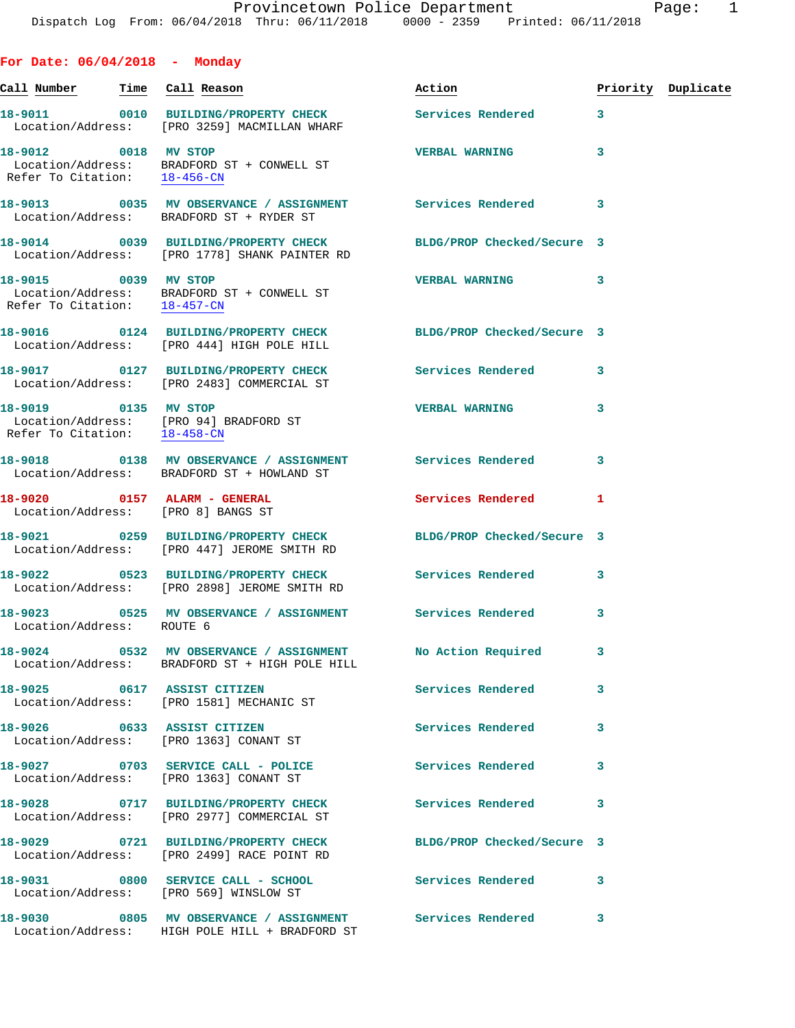Provincetown Police Department
Dispatch Log From: 06/04/2018 Thru: 06/11/2018 0000 - 2359 Printed: 06/11/2018

## For Date: 06/04/2018 - Monday

| Call Number | Time | Call Reason | Action | Priority | Duplicate |
|---|---|---|---|---|---|
| 18-9011 | 0010 | BUILDING/PROPERTY CHECK | Services Rendered | 3 | |
| Location/Address: | | [PRO 3259] MACMILLAN WHARF | | | |
| 18-9012 | 0018 | MV STOP | VERBAL WARNING | 3 | |
| Location/Address: | | BRADFORD ST + CONWELL ST | | | |
| Refer To Citation: | | 18-456-CN | | | |
| 18-9013 | 0035 | MV OBSERVANCE / ASSIGNMENT | Services Rendered | 3 | |
| Location/Address: | | BRADFORD ST + RYDER ST | | | |
| 18-9014 | 0039 | BUILDING/PROPERTY CHECK | BLDG/PROP Checked/Secure | 3 | |
| Location/Address: | | [PRO 1778] SHANK PAINTER RD | | | |
| 18-9015 | 0039 | MV STOP | VERBAL WARNING | 3 | |
| Location/Address: | | BRADFORD ST + CONWELL ST | | | |
| Refer To Citation: | | 18-457-CN | | | |
| 18-9016 | 0124 | BUILDING/PROPERTY CHECK | BLDG/PROP Checked/Secure | 3 | |
| Location/Address: | | [PRO 444] HIGH POLE HILL | | | |
| 18-9017 | 0127 | BUILDING/PROPERTY CHECK | Services Rendered | 3 | |
| Location/Address: | | [PRO 2483] COMMERCIAL ST | | | |
| 18-9019 | 0135 | MV STOP | VERBAL WARNING | 3 | |
| Location/Address: | | [PRO 94] BRADFORD ST | | | |
| Refer To Citation: | | 18-458-CN | | | |
| 18-9018 | 0138 | MV OBSERVANCE / ASSIGNMENT | Services Rendered | 3 | |
| Location/Address: | | BRADFORD ST + HOWLAND ST | | | |
| 18-9020 | 0157 | ALARM - GENERAL | Services Rendered | 1 | |
| Location/Address: | | [PRO 8] BANGS ST | | | |
| 18-9021 | 0259 | BUILDING/PROPERTY CHECK | BLDG/PROP Checked/Secure | 3 | |
| Location/Address: | | [PRO 447] JEROME SMITH RD | | | |
| 18-9022 | 0523 | BUILDING/PROPERTY CHECK | Services Rendered | 3 | |
| Location/Address: | | [PRO 2898] JEROME SMITH RD | | | |
| 18-9023 | 0525 | MV OBSERVANCE / ASSIGNMENT | Services Rendered | 3 | |
| Location/Address: | | ROUTE 6 | | | |
| 18-9024 | 0532 | MV OBSERVANCE / ASSIGNMENT | No Action Required | 3 | |
| Location/Address: | | BRADFORD ST + HIGH POLE HILL | | | |
| 18-9025 | 0617 | ASSIST CITIZEN | Services Rendered | 3 | |
| Location/Address: | | [PRO 1581] MECHANIC ST | | | |
| 18-9026 | 0633 | ASSIST CITIZEN | Services Rendered | 3 | |
| Location/Address: | | [PRO 1363] CONANT ST | | | |
| 18-9027 | 0703 | SERVICE CALL - POLICE | Services Rendered | 3 | |
| Location/Address: | | [PRO 1363] CONANT ST | | | |
| 18-9028 | 0717 | BUILDING/PROPERTY CHECK | Services Rendered | 3 | |
| Location/Address: | | [PRO 2977] COMMERCIAL ST | | | |
| 18-9029 | 0721 | BUILDING/PROPERTY CHECK | BLDG/PROP Checked/Secure | 3 | |
| Location/Address: | | [PRO 2499] RACE POINT RD | | | |
| 18-9031 | 0800 | SERVICE CALL - SCHOOL | Services Rendered | 3 | |
| Location/Address: | | [PRO 569] WINSLOW ST | | | |
| 18-9030 | 0805 | MV OBSERVANCE / ASSIGNMENT | Services Rendered | 3 | |
| Location/Address: | | HIGH POLE HILL + BRADFORD ST | | | |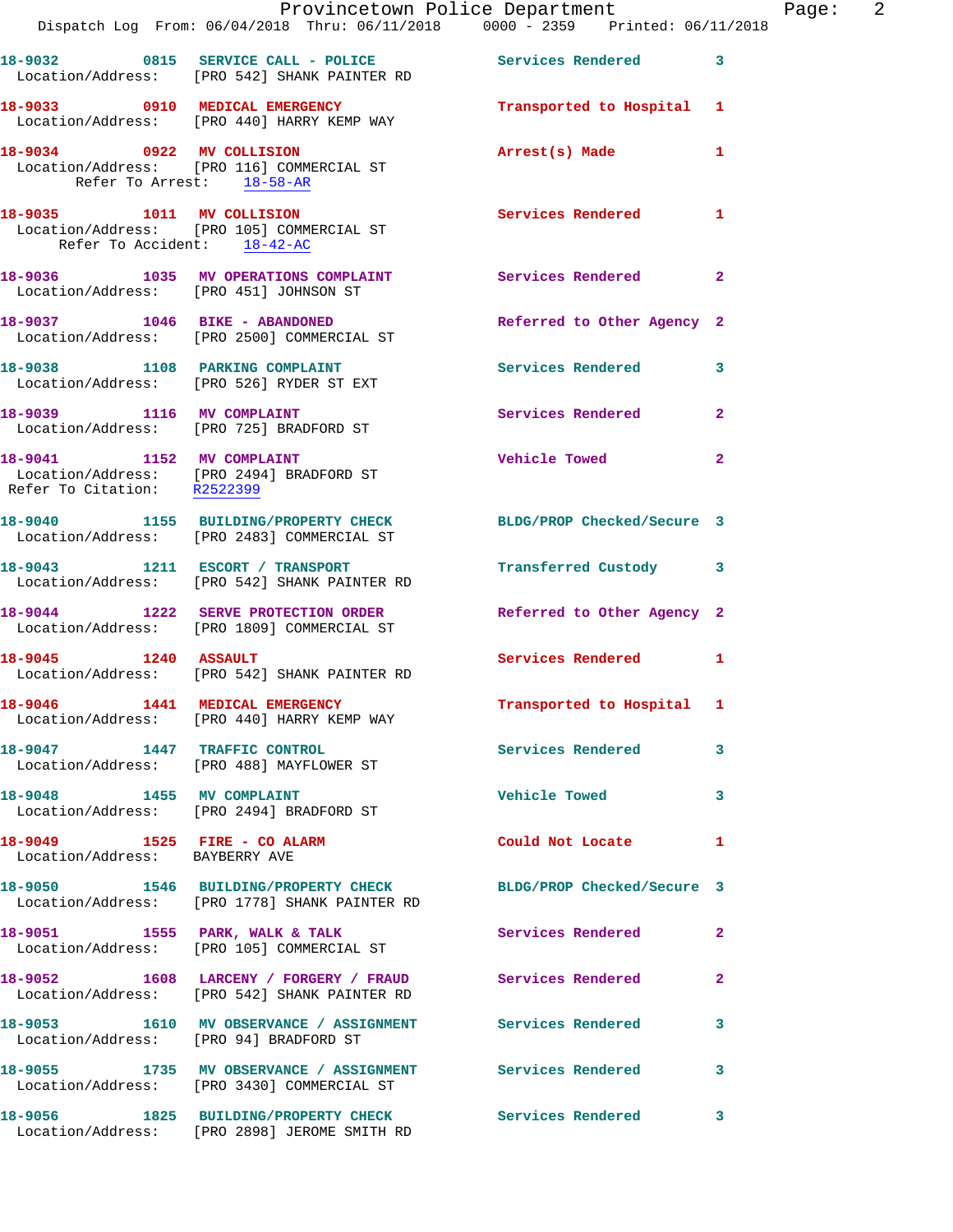18-9032 0815 SERVICE CALL - POLICE Services Rendered 3
Location/Address: [PRO 542] SHANK PAINTER RD

18-9033 0910 MEDICAL EMERGENCY Transported to Hospital 1
Location/Address: [PRO 440] HARRY KEMP WAY

18-9034 0922 MV COLLISION Arrest(s) Made 1
Location/Address: [PRO 116] COMMERCIAL ST
Refer To Arrest: 18-58-AR

18-9035 1011 MV COLLISION Services Rendered 1
Location/Address: [PRO 105] COMMERCIAL ST
Refer To Accident: 18-42-AC

18-9036 1035 MV OPERATIONS COMPLAINT Services Rendered 2
Location/Address: [PRO 451] JOHNSON ST

18-9037 1046 BIKE - ABANDONED Referred to Other Agency 2
Location/Address: [PRO 2500] COMMERCIAL ST

18-9038 1108 PARKING COMPLAINT Services Rendered 3
Location/Address: [PRO 526] RYDER ST EXT

18-9039 1116 MV COMPLAINT Services Rendered 2
Location/Address: [PRO 725] BRADFORD ST

18-9041 1152 MV COMPLAINT Vehicle Towed 2
Location/Address: [PRO 2494] BRADFORD ST
Refer To Citation: R2522399

18-9040 1155 BUILDING/PROPERTY CHECK BLDG/PROP Checked/Secure 3
Location/Address: [PRO 2483] COMMERCIAL ST

18-9043 1211 ESCORT / TRANSPORT Transferred Custody 3
Location/Address: [PRO 542] SHANK PAINTER RD

18-9044 1222 SERVE PROTECTION ORDER Referred to Other Agency 2
Location/Address: [PRO 1809] COMMERCIAL ST

18-9045 1240 ASSAULT Services Rendered 1
Location/Address: [PRO 542] SHANK PAINTER RD

18-9046 1441 MEDICAL EMERGENCY Transported to Hospital 1
Location/Address: [PRO 440] HARRY KEMP WAY

18-9047 1447 TRAFFIC CONTROL Services Rendered 3
Location/Address: [PRO 488] MAYFLOWER ST

18-9048 1455 MV COMPLAINT Vehicle Towed 3
Location/Address: [PRO 2494] BRADFORD ST

18-9049 1525 FIRE - CO ALARM Could Not Locate 1
Location/Address: BAYBERRY AVE

18-9050 1546 BUILDING/PROPERTY CHECK BLDG/PROP Checked/Secure 3
Location/Address: [PRO 1778] SHANK PAINTER RD

18-9051 1555 PARK, WALK & TALK Services Rendered 2
Location/Address: [PRO 105] COMMERCIAL ST

18-9052 1608 LARCENY / FORGERY / FRAUD Services Rendered 2
Location/Address: [PRO 542] SHANK PAINTER RD

18-9053 1610 MV OBSERVANCE / ASSIGNMENT Services Rendered 3
Location/Address: [PRO 94] BRADFORD ST

18-9055 1735 MV OBSERVANCE / ASSIGNMENT Services Rendered 3
Location/Address: [PRO 3430] COMMERCIAL ST

18-9056 1825 BUILDING/PROPERTY CHECK Services Rendered 3
Location/Address: [PRO 2898] JEROME SMITH RD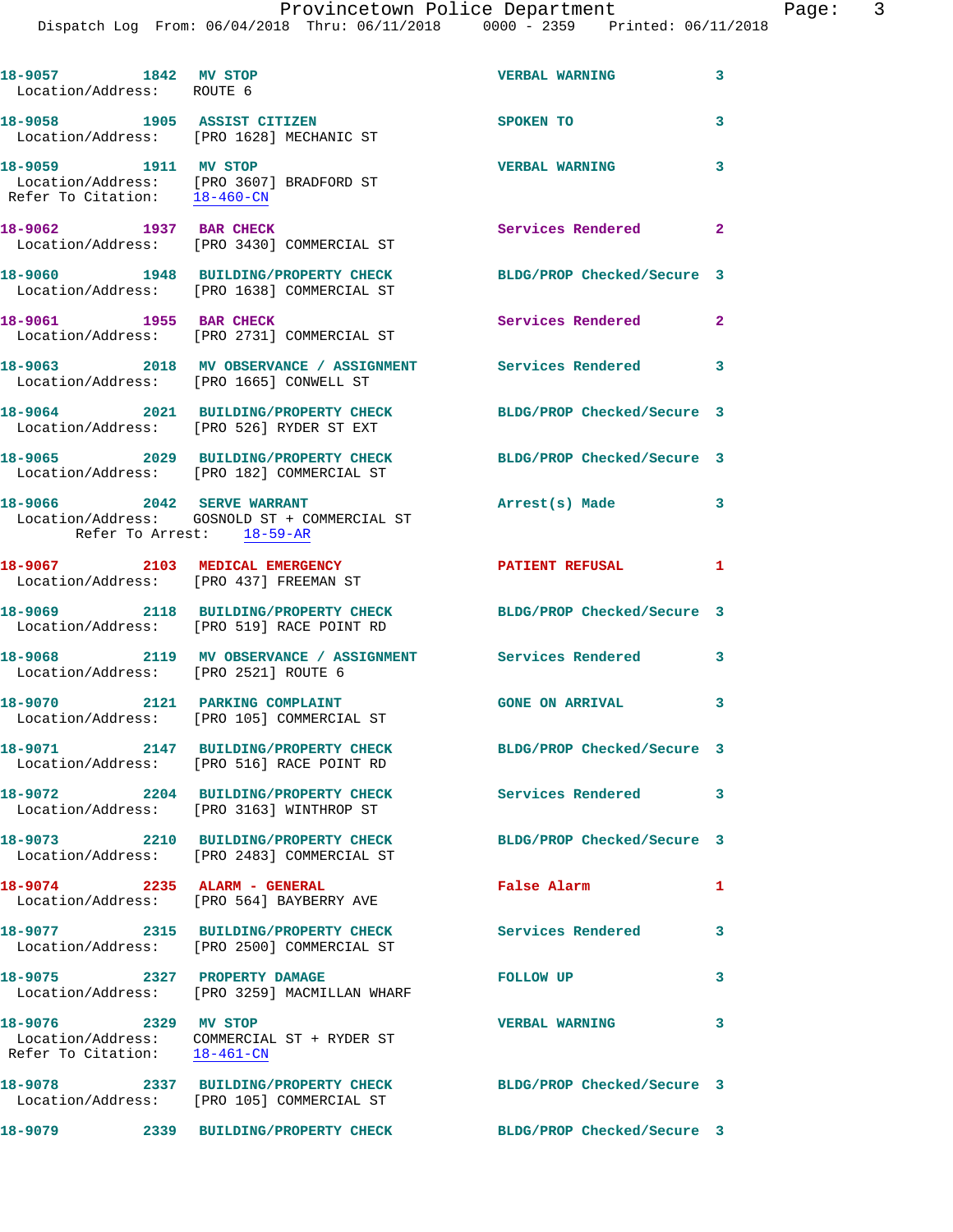18-9057 1842 MV STOP VERBAL WARNING 3
Location/Address: ROUTE 6

18-9058 1905 ASSIST CITIZEN SPOKEN TO 3
Location/Address: [PRO 1628] MECHANIC ST

18-9059 1911 MV STOP VERBAL WARNING 3
Location/Address: [PRO 3607] BRADFORD ST
Refer To Citation: 18-460-CN

18-9062 1937 BAR CHECK Services Rendered 2
Location/Address: [PRO 3430] COMMERCIAL ST

18-9060 1948 BUILDING/PROPERTY CHECK BLDG/PROP Checked/Secure 3
Location/Address: [PRO 1638] COMMERCIAL ST

18-9061 1955 BAR CHECK Services Rendered 2
Location/Address: [PRO 2731] COMMERCIAL ST

18-9063 2018 MV OBSERVANCE / ASSIGNMENT Services Rendered 3
Location/Address: [PRO 1665] CONWELL ST

18-9064 2021 BUILDING/PROPERTY CHECK BLDG/PROP Checked/Secure 3
Location/Address: [PRO 526] RYDER ST EXT

18-9065 2029 BUILDING/PROPERTY CHECK BLDG/PROP Checked/Secure 3
Location/Address: [PRO 182] COMMERCIAL ST

18-9066 2042 SERVE WARRANT Arrest(s) Made 3
Location/Address: GOSNOLD ST + COMMERCIAL ST
Refer To Arrest: 18-59-AR

18-9067 2103 MEDICAL EMERGENCY PATIENT REFUSAL 1
Location/Address: [PRO 437] FREEMAN ST

18-9069 2118 BUILDING/PROPERTY CHECK BLDG/PROP Checked/Secure 3
Location/Address: [PRO 519] RACE POINT RD

18-9068 2119 MV OBSERVANCE / ASSIGNMENT Services Rendered 3
Location/Address: [PRO 2521] ROUTE 6

18-9070 2121 PARKING COMPLAINT GONE ON ARRIVAL 3
Location/Address: [PRO 105] COMMERCIAL ST

18-9071 2147 BUILDING/PROPERTY CHECK BLDG/PROP Checked/Secure 3
Location/Address: [PRO 516] RACE POINT RD

18-9072 2204 BUILDING/PROPERTY CHECK Services Rendered 3
Location/Address: [PRO 3163] WINTHROP ST

18-9073 2210 BUILDING/PROPERTY CHECK BLDG/PROP Checked/Secure 3
Location/Address: [PRO 2483] COMMERCIAL ST

18-9074 2235 ALARM - GENERAL False Alarm 1
Location/Address: [PRO 564] BAYBERRY AVE

18-9077 2315 BUILDING/PROPERTY CHECK Services Rendered 3
Location/Address: [PRO 2500] COMMERCIAL ST

18-9075 2327 PROPERTY DAMAGE FOLLOW UP 3
Location/Address: [PRO 3259] MACMILLAN WHARF

18-9076 2329 MV STOP VERBAL WARNING 3
Location/Address: COMMERCIAL ST + RYDER ST
Refer To Citation: 18-461-CN

18-9078 2337 BUILDING/PROPERTY CHECK BLDG/PROP Checked/Secure 3
Location/Address: [PRO 105] COMMERCIAL ST

18-9079 2339 BUILDING/PROPERTY CHECK BLDG/PROP Checked/Secure 3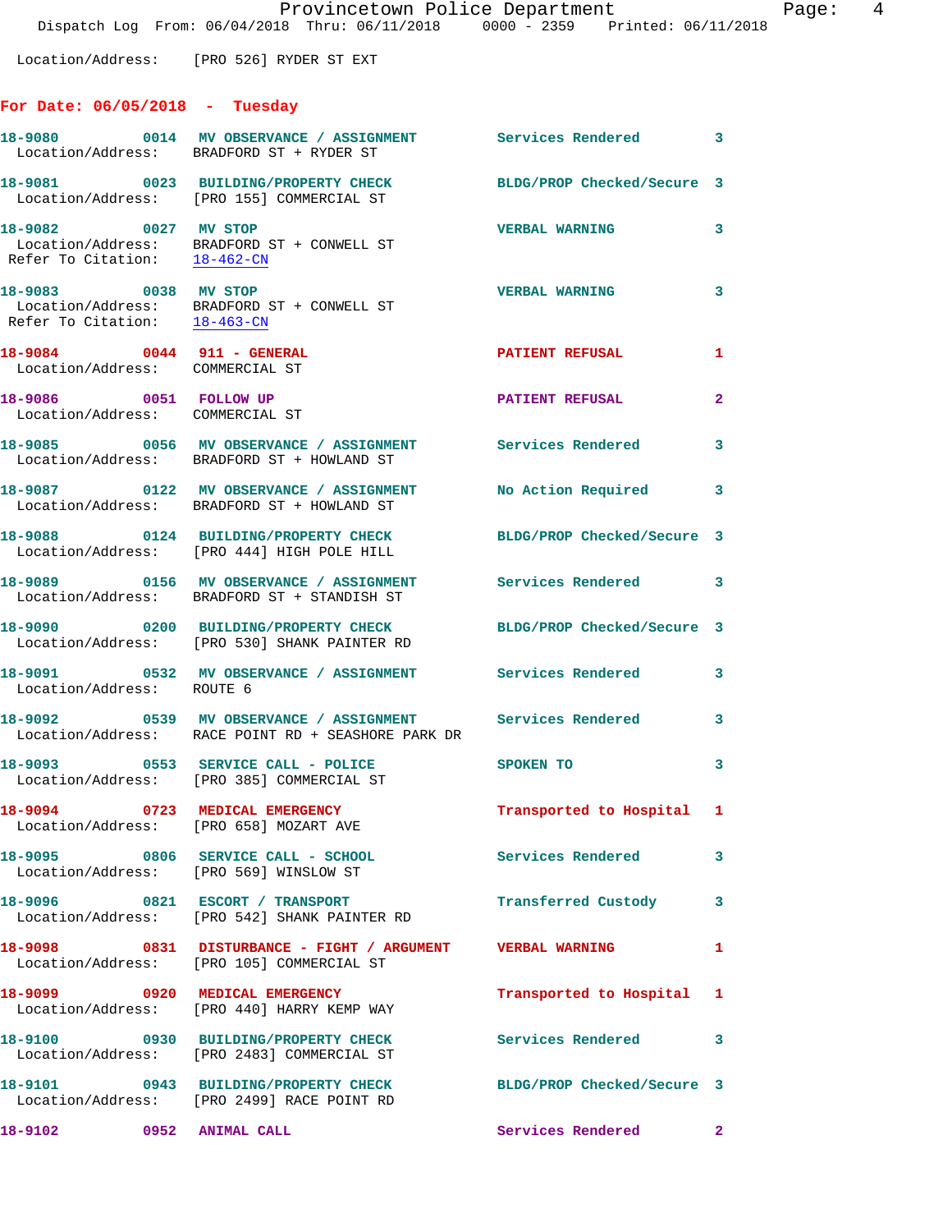Location/Address: [PRO 526] RYDER ST EXT

## For Date: 06/05/2018 - Tuesday

**18-9080** 0014 **MV OBSERVANCE / ASSIGNMENT** Services Rendered 3
Location/Address: BRADFORD ST + RYDER ST

**18-9081** 0023 **BUILDING/PROPERTY CHECK** BLDG/PROP Checked/Secure 3
Location/Address: [PRO 155] COMMERCIAL ST

**18-9082** 0027 **MV STOP** VERBAL WARNING 3
Location/Address: BRADFORD ST + CONWELL ST
Refer To Citation: 18-462-CN

**18-9083** 0038 **MV STOP** VERBAL WARNING 3
Location/Address: BRADFORD ST + CONWELL ST
Refer To Citation: 18-463-CN

**18-9084** 0044 **911 - GENERAL** PATIENT REFUSAL 1
Location/Address: COMMERCIAL ST

**18-9086** 0051 **FOLLOW UP** PATIENT REFUSAL 2
Location/Address: COMMERCIAL ST

**18-9085** 0056 **MV OBSERVANCE / ASSIGNMENT** Services Rendered 3
Location/Address: BRADFORD ST + HOWLAND ST

**18-9087** 0122 **MV OBSERVANCE / ASSIGNMENT** No Action Required 3
Location/Address: BRADFORD ST + HOWLAND ST

**18-9088** 0124 **BUILDING/PROPERTY CHECK** BLDG/PROP Checked/Secure 3
Location/Address: [PRO 444] HIGH POLE HILL

**18-9089** 0156 **MV OBSERVANCE / ASSIGNMENT** Services Rendered 3
Location/Address: BRADFORD ST + STANDISH ST

**18-9090** 0200 **BUILDING/PROPERTY CHECK** BLDG/PROP Checked/Secure 3
Location/Address: [PRO 530] SHANK PAINTER RD

**18-9091** 0532 **MV OBSERVANCE / ASSIGNMENT** Services Rendered 3
Location/Address: ROUTE 6

**18-9092** 0539 **MV OBSERVANCE / ASSIGNMENT** Services Rendered 3
Location/Address: RACE POINT RD + SEASHORE PARK DR

**18-9093** 0553 **SERVICE CALL - POLICE** SPOKEN TO 3
Location/Address: [PRO 385] COMMERCIAL ST

**18-9094** 0723 **MEDICAL EMERGENCY** Transported to Hospital 1
Location/Address: [PRO 658] MOZART AVE

**18-9095** 0806 **SERVICE CALL - SCHOOL** Services Rendered 3
Location/Address: [PRO 569] WINSLOW ST

**18-9096** 0821 **ESCORT / TRANSPORT** Transferred Custody 3
Location/Address: [PRO 542] SHANK PAINTER RD

**18-9098** 0831 **DISTURBANCE - FIGHT / ARGUMENT** VERBAL WARNING 1
Location/Address: [PRO 105] COMMERCIAL ST

**18-9099** 0920 **MEDICAL EMERGENCY** Transported to Hospital 1
Location/Address: [PRO 440] HARRY KEMP WAY

**18-9100** 0930 **BUILDING/PROPERTY CHECK** Services Rendered 3
Location/Address: [PRO 2483] COMMERCIAL ST

**18-9101** 0943 **BUILDING/PROPERTY CHECK** BLDG/PROP Checked/Secure 3
Location/Address: [PRO 2499] RACE POINT RD

**18-9102** 0952 **ANIMAL CALL** Services Rendered 2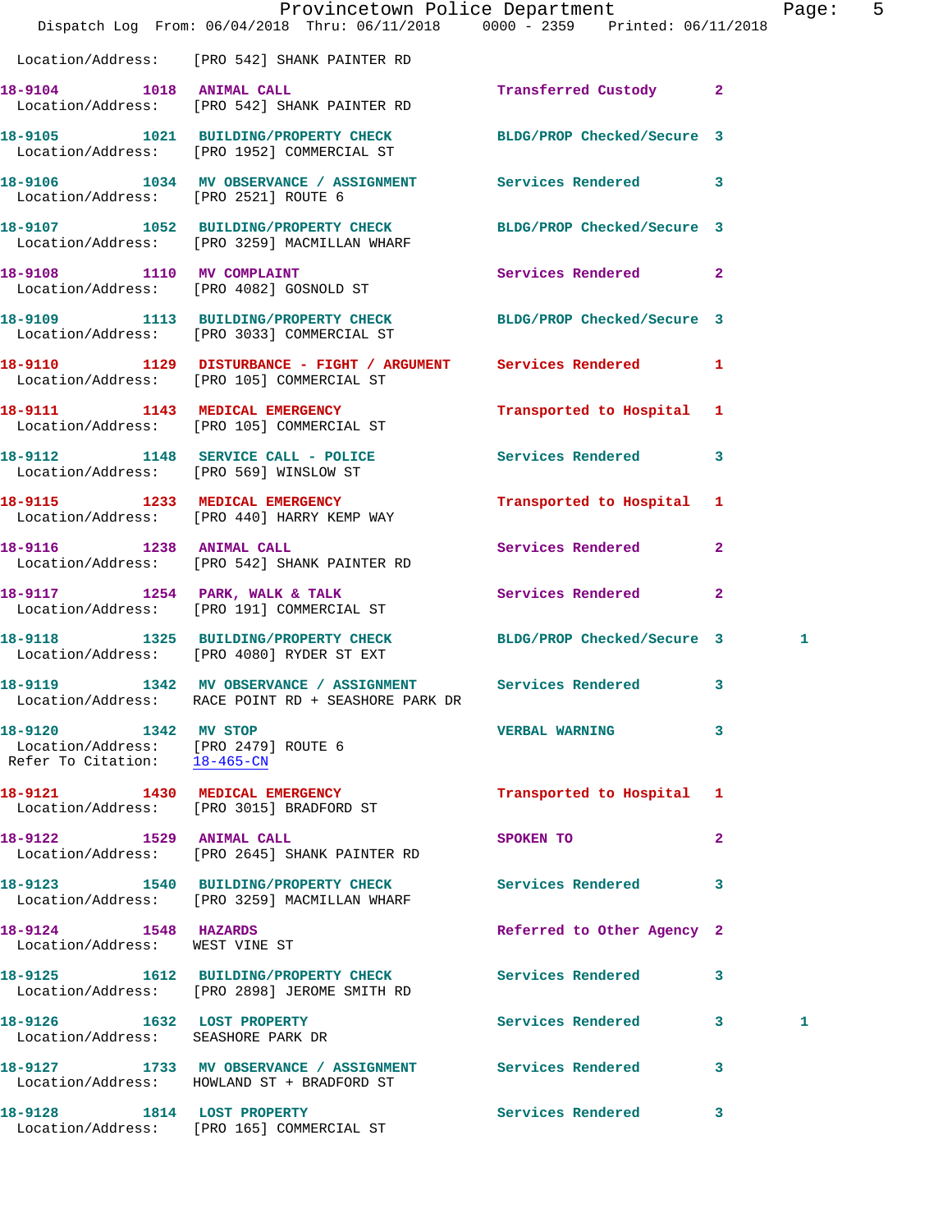Location/Address: [PRO 542] SHANK PAINTER RD

| Call # | Time | Call Type | Disposition | Priority | |
|---|---|---|---|---|---|
| 18-9104 | 1018 | ANIMAL CALL | Transferred Custody | 2 | |
| Location/Address: [PRO 542] SHANK PAINTER RD | | | | | |
| 18-9105 | 1021 | BUILDING/PROPERTY CHECK | BLDG/PROP Checked/Secure | 3 | |
| Location/Address: [PRO 1952] COMMERCIAL ST | | | | | |
| 18-9106 | 1034 | MV OBSERVANCE / ASSIGNMENT | Services Rendered | 3 | |
| Location/Address: [PRO 2521] ROUTE 6 | | | | | |
| 18-9107 | 1052 | BUILDING/PROPERTY CHECK | BLDG/PROP Checked/Secure | 3 | |
| Location/Address: [PRO 3259] MACMILLAN WHARF | | | | | |
| 18-9108 | 1110 | MV COMPLAINT | Services Rendered | 2 | |
| Location/Address: [PRO 4082] GOSNOLD ST | | | | | |
| 18-9109 | 1113 | BUILDING/PROPERTY CHECK | BLDG/PROP Checked/Secure | 3 | |
| Location/Address: [PRO 3033] COMMERCIAL ST | | | | | |
| 18-9110 | 1129 | DISTURBANCE - FIGHT / ARGUMENT | Services Rendered | 1 | |
| Location/Address: [PRO 105] COMMERCIAL ST | | | | | |
| 18-9111 | 1143 | MEDICAL EMERGENCY | Transported to Hospital | 1 | |
| Location/Address: [PRO 105] COMMERCIAL ST | | | | | |
| 18-9112 | 1148 | SERVICE CALL - POLICE | Services Rendered | 3 | |
| Location/Address: [PRO 569] WINSLOW ST | | | | | |
| 18-9115 | 1233 | MEDICAL EMERGENCY | Transported to Hospital | 1 | |
| Location/Address: [PRO 440] HARRY KEMP WAY | | | | | |
| 18-9116 | 1238 | ANIMAL CALL | Services Rendered | 2 | |
| Location/Address: [PRO 542] SHANK PAINTER RD | | | | | |
| 18-9117 | 1254 | PARK, WALK & TALK | Services Rendered | 2 | |
| Location/Address: [PRO 191] COMMERCIAL ST | | | | | |
| 18-9118 | 1325 | BUILDING/PROPERTY CHECK | BLDG/PROP Checked/Secure | 3 | 1 |
| Location/Address: [PRO 4080] RYDER ST EXT | | | | | |
| 18-9119 | 1342 | MV OBSERVANCE / ASSIGNMENT | Services Rendered | 3 | |
| Location/Address: RACE POINT RD + SEASHORE PARK DR | | | | | |
| 18-9120 | 1342 | MV STOP | VERBAL WARNING | 3 | |
| Location/Address: [PRO 2479] ROUTE 6 | | | | | |
| Refer To Citation: 18-465-CN | | | | | |
| 18-9121 | 1430 | MEDICAL EMERGENCY | Transported to Hospital | 1 | |
| Location/Address: [PRO 3015] BRADFORD ST | | | | | |
| 18-9122 | 1529 | ANIMAL CALL | SPOKEN TO | 2 | |
| Location/Address: [PRO 2645] SHANK PAINTER RD | | | | | |
| 18-9123 | 1540 | BUILDING/PROPERTY CHECK | Services Rendered | 3 | |
| Location/Address: [PRO 3259] MACMILLAN WHARF | | | | | |
| 18-9124 | 1548 | HAZARDS | Referred to Other Agency | 2 | |
| Location/Address: WEST VINE ST | | | | | |
| 18-9125 | 1612 | BUILDING/PROPERTY CHECK | Services Rendered | 3 | |
| Location/Address: [PRO 2898] JEROME SMITH RD | | | | | |
| 18-9126 | 1632 | LOST PROPERTY | Services Rendered | 3 | 1 |
| Location/Address: SEASHORE PARK DR | | | | | |
| 18-9127 | 1733 | MV OBSERVANCE / ASSIGNMENT | Services Rendered | 3 | |
| Location/Address: HOWLAND ST + BRADFORD ST | | | | | |
| 18-9128 | 1814 | LOST PROPERTY | Services Rendered | 3 | |
| Location/Address: [PRO 165] COMMERCIAL ST | | | | | |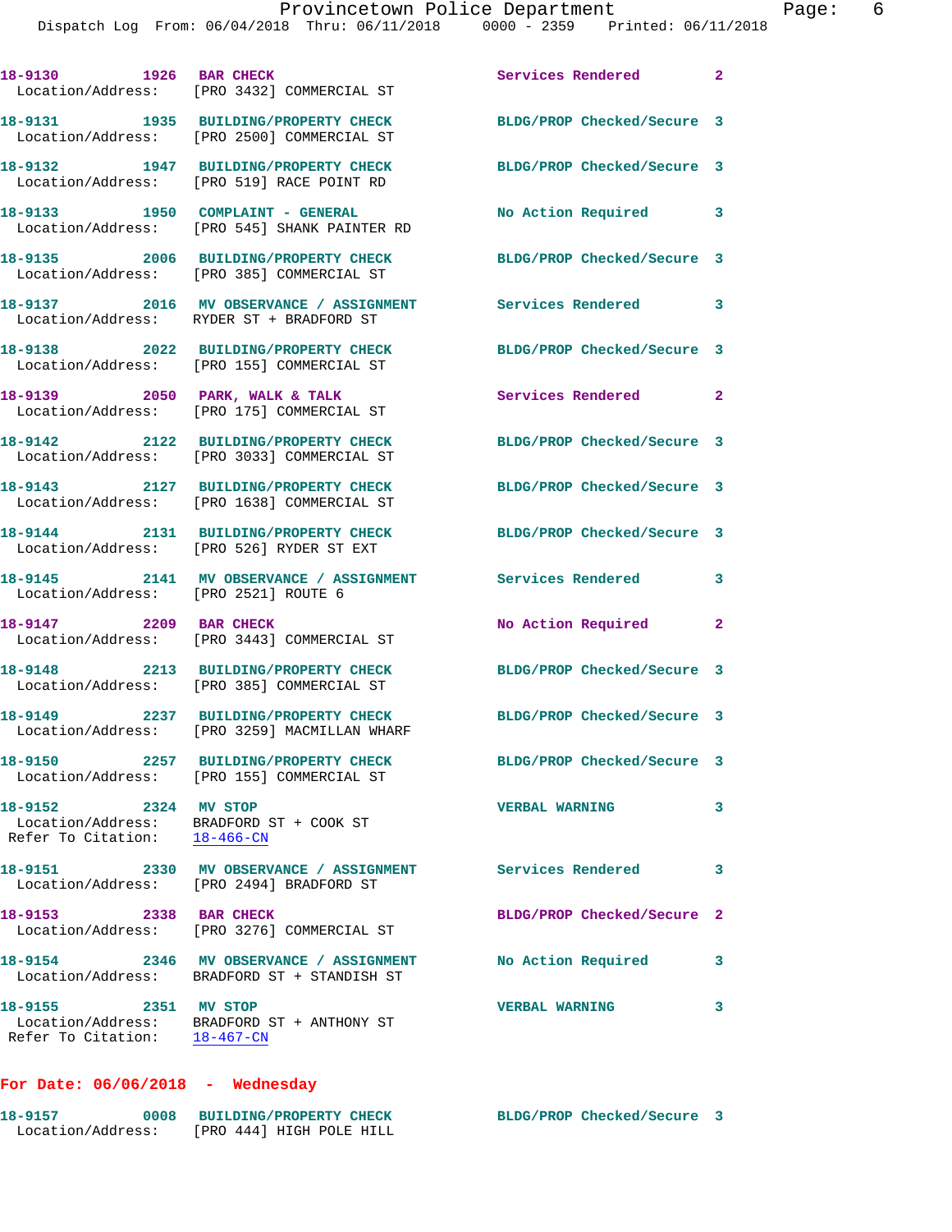18-9130 1926 **BAR CHECK** Services Rendered 2
Location/Address: [PRO 3432] COMMERCIAL ST

18-9131 1935 **BUILDING/PROPERTY CHECK** BLDG/PROP Checked/Secure 3
Location/Address: [PRO 2500] COMMERCIAL ST

18-9132 1947 **BUILDING/PROPERTY CHECK** BLDG/PROP Checked/Secure 3
Location/Address: [PRO 519] RACE POINT RD

18-9133 1950 **COMPLAINT - GENERAL** No Action Required 3
Location/Address: [PRO 545] SHANK PAINTER RD

18-9135 2006 **BUILDING/PROPERTY CHECK** BLDG/PROP Checked/Secure 3
Location/Address: [PRO 385] COMMERCIAL ST

18-9137 2016 **MV OBSERVANCE / ASSIGNMENT** Services Rendered 3
Location/Address: RYDER ST + BRADFORD ST

18-9138 2022 **BUILDING/PROPERTY CHECK** BLDG/PROP Checked/Secure 3
Location/Address: [PRO 155] COMMERCIAL ST

18-9139 2050 **PARK, WALK & TALK** Services Rendered 2
Location/Address: [PRO 175] COMMERCIAL ST

18-9142 2122 **BUILDING/PROPERTY CHECK** BLDG/PROP Checked/Secure 3
Location/Address: [PRO 3033] COMMERCIAL ST

18-9143 2127 **BUILDING/PROPERTY CHECK** BLDG/PROP Checked/Secure 3
Location/Address: [PRO 1638] COMMERCIAL ST

18-9144 2131 **BUILDING/PROPERTY CHECK** BLDG/PROP Checked/Secure 3
Location/Address: [PRO 526] RYDER ST EXT

18-9145 2141 **MV OBSERVANCE / ASSIGNMENT** Services Rendered 3
Location/Address: [PRO 2521] ROUTE 6

18-9147 2209 **BAR CHECK** No Action Required 2
Location/Address: [PRO 3443] COMMERCIAL ST

18-9148 2213 **BUILDING/PROPERTY CHECK** BLDG/PROP Checked/Secure 3
Location/Address: [PRO 385] COMMERCIAL ST

18-9149 2237 **BUILDING/PROPERTY CHECK** BLDG/PROP Checked/Secure 3
Location/Address: [PRO 3259] MACMILLAN WHARF

18-9150 2257 **BUILDING/PROPERTY CHECK** BLDG/PROP Checked/Secure 3
Location/Address: [PRO 155] COMMERCIAL ST

18-9152 2324 **MV STOP** VERBAL WARNING 3
Location/Address: BRADFORD ST + COOK ST
Refer To Citation: 18-466-CN

18-9151 2330 **MV OBSERVANCE / ASSIGNMENT** Services Rendered 3
Location/Address: [PRO 2494] BRADFORD ST

18-9153 2338 **BAR CHECK** BLDG/PROP Checked/Secure 2
Location/Address: [PRO 3276] COMMERCIAL ST

18-9154 2346 **MV OBSERVANCE / ASSIGNMENT** No Action Required 3
Location/Address: BRADFORD ST + STANDISH ST

18-9155 2351 **MV STOP** VERBAL WARNING 3
Location/Address: BRADFORD ST + ANTHONY ST
Refer To Citation: 18-467-CN

**For Date: 06/06/2018 - Wednesday**

18-9157 0008 **BUILDING/PROPERTY CHECK** BLDG/PROP Checked/Secure 3
Location/Address: [PRO 444] HIGH POLE HILL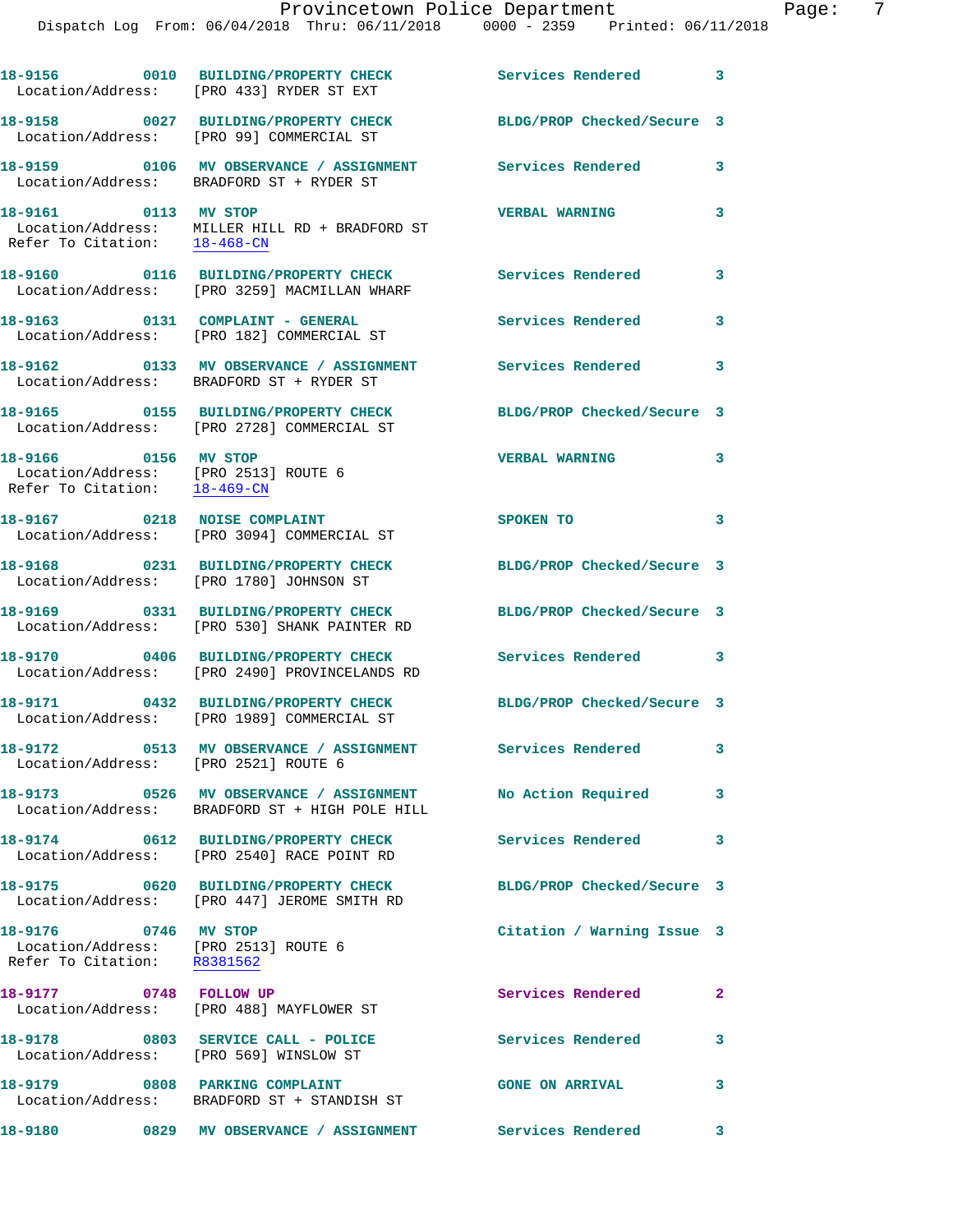18-9156 0010 BUILDING/PROPERTY CHECK Services Rendered 3
Location/Address: [PRO 433] RYDER ST EXT

18-9158 0027 BUILDING/PROPERTY CHECK BLDG/PROP Checked/Secure 3
Location/Address: [PRO 99] COMMERCIAL ST

18-9159 0106 MV OBSERVANCE / ASSIGNMENT Services Rendered 3
Location/Address: BRADFORD ST + RYDER ST

18-9161 0113 MV STOP VERBAL WARNING 3
Location/Address: MILLER HILL RD + BRADFORD ST
Refer To Citation: 18-468-CN

18-9160 0116 BUILDING/PROPERTY CHECK Services Rendered 3
Location/Address: [PRO 3259] MACMILLAN WHARF

18-9163 0131 COMPLAINT - GENERAL Services Rendered 3
Location/Address: [PRO 182] COMMERCIAL ST

18-9162 0133 MV OBSERVANCE / ASSIGNMENT Services Rendered 3
Location/Address: BRADFORD ST + RYDER ST

18-9165 0155 BUILDING/PROPERTY CHECK BLDG/PROP Checked/Secure 3
Location/Address: [PRO 2728] COMMERCIAL ST

18-9166 0156 MV STOP VERBAL WARNING 3
Location/Address: [PRO 2513] ROUTE 6
Refer To Citation: 18-469-CN

18-9167 0218 NOISE COMPLAINT SPOKEN TO 3
Location/Address: [PRO 3094] COMMERCIAL ST

18-9168 0231 BUILDING/PROPERTY CHECK BLDG/PROP Checked/Secure 3
Location/Address: [PRO 1780] JOHNSON ST

18-9169 0331 BUILDING/PROPERTY CHECK BLDG/PROP Checked/Secure 3
Location/Address: [PRO 530] SHANK PAINTER RD

18-9170 0406 BUILDING/PROPERTY CHECK Services Rendered 3
Location/Address: [PRO 2490] PROVINCELANDS RD

18-9171 0432 BUILDING/PROPERTY CHECK BLDG/PROP Checked/Secure 3
Location/Address: [PRO 1989] COMMERCIAL ST

18-9172 0513 MV OBSERVANCE / ASSIGNMENT Services Rendered 3
Location/Address: [PRO 2521] ROUTE 6

18-9173 0526 MV OBSERVANCE / ASSIGNMENT No Action Required 3
Location/Address: BRADFORD ST + HIGH POLE HILL

18-9174 0612 BUILDING/PROPERTY CHECK Services Rendered 3
Location/Address: [PRO 2540] RACE POINT RD

18-9175 0620 BUILDING/PROPERTY CHECK BLDG/PROP Checked/Secure 3
Location/Address: [PRO 447] JEROME SMITH RD

18-9176 0746 MV STOP Citation / Warning Issue 3
Location/Address: [PRO 2513] ROUTE 6
Refer To Citation: R8381562

18-9177 0748 FOLLOW UP Services Rendered 2
Location/Address: [PRO 488] MAYFLOWER ST

18-9178 0803 SERVICE CALL - POLICE Services Rendered 3
Location/Address: [PRO 569] WINSLOW ST

18-9179 0808 PARKING COMPLAINT GONE ON ARRIVAL 3
Location/Address: BRADFORD ST + STANDISH ST

18-9180 0829 MV OBSERVANCE / ASSIGNMENT Services Rendered 3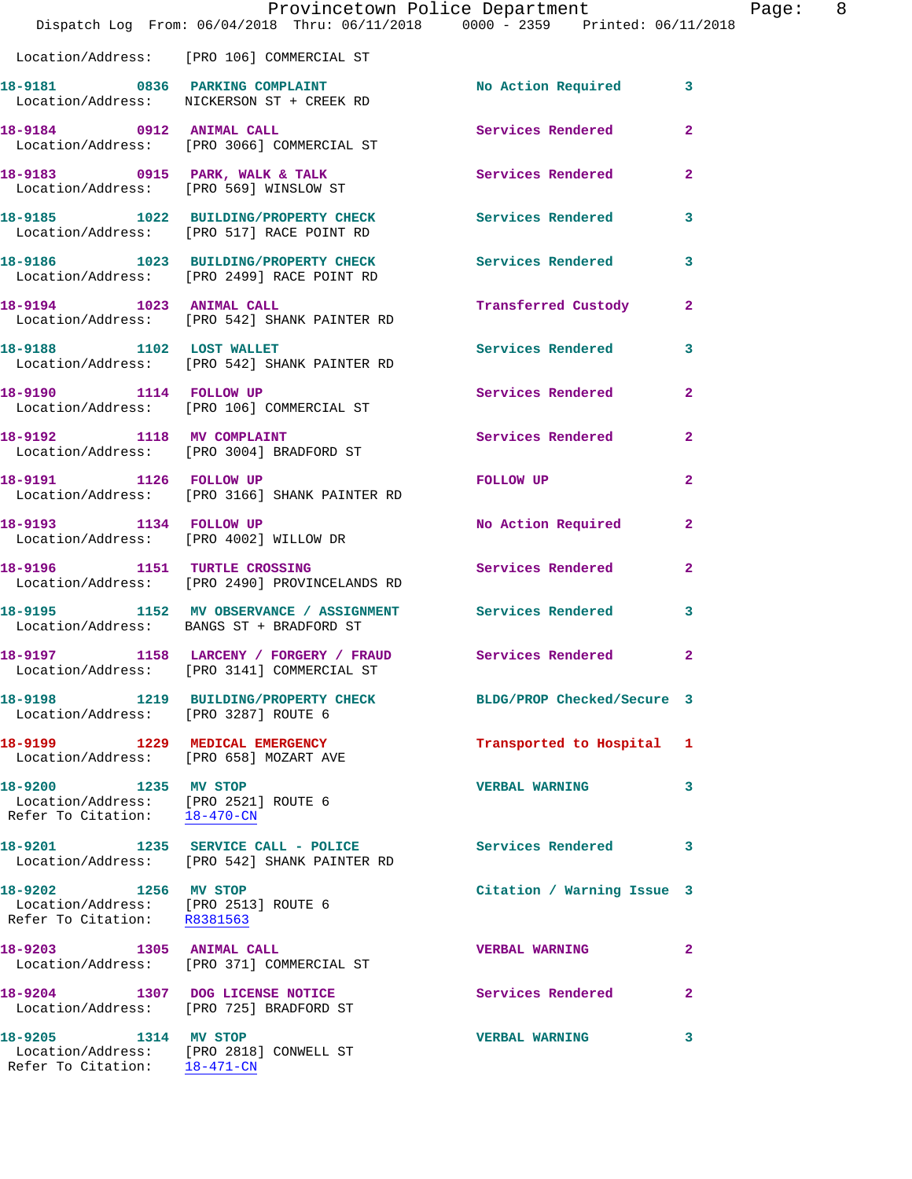Location/Address: [PRO 106] COMMERCIAL ST

**18-9181** 0836 **PARKING COMPLAINT** No Action Required 3
Location/Address: NICKERSON ST + CREEK RD

**18-9184** 0912 **ANIMAL CALL** Services Rendered 2
Location/Address: [PRO 3066] COMMERCIAL ST

**18-9183** 0915 **PARK, WALK & TALK** Services Rendered 2
Location/Address: [PRO 569] WINSLOW ST

**18-9185** 1022 **BUILDING/PROPERTY CHECK** Services Rendered 3
Location/Address: [PRO 517] RACE POINT RD

**18-9186** 1023 **BUILDING/PROPERTY CHECK** Services Rendered 3
Location/Address: [PRO 2499] RACE POINT RD

**18-9194** 1023 **ANIMAL CALL** Transferred Custody 2
Location/Address: [PRO 542] SHANK PAINTER RD

**18-9188** 1102 **LOST WALLET** Services Rendered 3
Location/Address: [PRO 542] SHANK PAINTER RD

**18-9190** 1114 **FOLLOW UP** Services Rendered 2
Location/Address: [PRO 106] COMMERCIAL ST

**18-9192** 1118 **MV COMPLAINT** Services Rendered 2
Location/Address: [PRO 3004] BRADFORD ST

**18-9191** 1126 **FOLLOW UP** FOLLOW UP 2
Location/Address: [PRO 3166] SHANK PAINTER RD

**18-9193** 1134 **FOLLOW UP** No Action Required 2
Location/Address: [PRO 4002] WILLOW DR

**18-9196** 1151 **TURTLE CROSSING** Services Rendered 2
Location/Address: [PRO 2490] PROVINCELANDS RD

**18-9195** 1152 **MV OBSERVANCE / ASSIGNMENT** Services Rendered 3
Location/Address: BANGS ST + BRADFORD ST

**18-9197** 1158 **LARCENY / FORGERY / FRAUD** Services Rendered 2
Location/Address: [PRO 3141] COMMERCIAL ST

**18-9198** 1219 **BUILDING/PROPERTY CHECK** BLDG/PROP Checked/Secure 3
Location/Address: [PRO 3287] ROUTE 6

**18-9199** 1229 **MEDICAL EMERGENCY** Transported to Hospital 1
Location/Address: [PRO 658] MOZART AVE

**18-9200** 1235 **MV STOP** VERBAL WARNING 3
Location/Address: [PRO 2521] ROUTE 6
Refer To Citation: 18-470-CN

**18-9201** 1235 **SERVICE CALL - POLICE** Services Rendered 3
Location/Address: [PRO 542] SHANK PAINTER RD

**18-9202** 1256 **MV STOP** Citation / Warning Issue 3
Location/Address: [PRO 2513] ROUTE 6
Refer To Citation: R8381563

**18-9203** 1305 **ANIMAL CALL** VERBAL WARNING 2
Location/Address: [PRO 371] COMMERCIAL ST

**18-9204** 1307 **DOG LICENSE NOTICE** Services Rendered 2
Location/Address: [PRO 725] BRADFORD ST

**18-9205** 1314 **MV STOP** VERBAL WARNING 3
Location/Address: [PRO 2818] CONWELL ST
Refer To Citation: 18-471-CN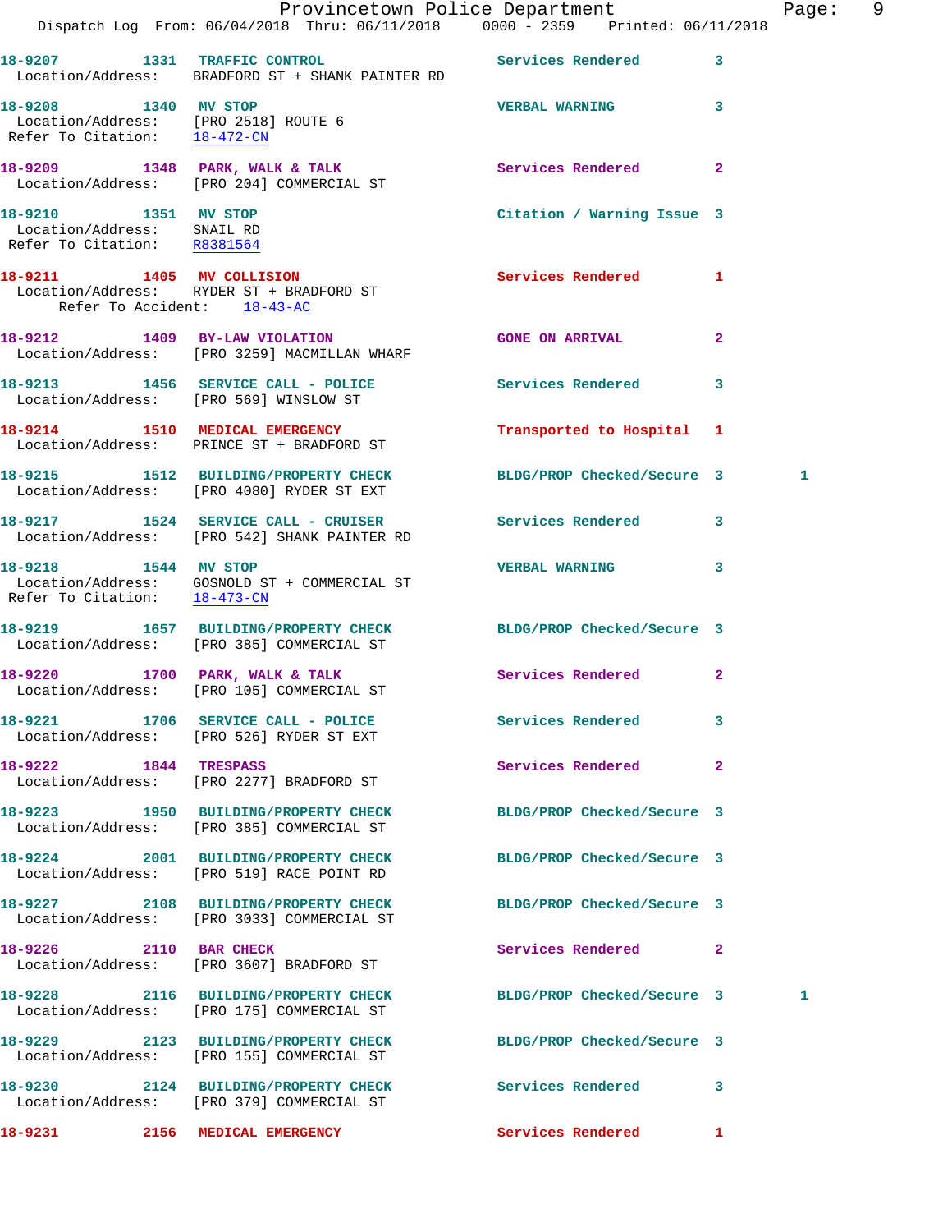**18-9207** **1331** **TRAFFIC CONTROL** **Services Rendered** **3**
Location/Address: BRADFORD ST + SHANK PAINTER RD

**18-9208** **1340** **MV STOP** **VERBAL WARNING** **3**
Location/Address: [PRO 2518] ROUTE 6
Refer To Citation: 18-472-CN

**18-9209** **1348** **PARK, WALK & TALK** **Services Rendered** **2**
Location/Address: [PRO 204] COMMERCIAL ST

**18-9210** **1351** **MV STOP** **Citation / Warning Issue** **3**
Location/Address: SNAIL RD
Refer To Citation: R8381564

**18-9211** **1405** **MV COLLISION** **Services Rendered** **1**
Location/Address: RYDER ST + BRADFORD ST
Refer To Accident: 18-43-AC

**18-9212** **1409** **BY-LAW VIOLATION** **GONE ON ARRIVAL** **2**
Location/Address: [PRO 3259] MACMILLAN WHARF

**18-9213** **1456** **SERVICE CALL - POLICE** **Services Rendered** **3**
Location/Address: [PRO 569] WINSLOW ST

**18-9214** **1510** **MEDICAL EMERGENCY** **Transported to Hospital** **1**
Location/Address: PRINCE ST + BRADFORD ST

**18-9215** **1512** **BUILDING/PROPERTY CHECK** **BLDG/PROP Checked/Secure** **3** 1
Location/Address: [PRO 4080] RYDER ST EXT

**18-9217** **1524** **SERVICE CALL - CRUISER** **Services Rendered** **3**
Location/Address: [PRO 542] SHANK PAINTER RD

**18-9218** **1544** **MV STOP** **VERBAL WARNING** **3**
Location/Address: GOSNOLD ST + COMMERCIAL ST
Refer To Citation: 18-473-CN

**18-9219** **1657** **BUILDING/PROPERTY CHECK** **BLDG/PROP Checked/Secure** **3**
Location/Address: [PRO 385] COMMERCIAL ST

**18-9220** **1700** **PARK, WALK & TALK** **Services Rendered** **2**
Location/Address: [PRO 105] COMMERCIAL ST

**18-9221** **1706** **SERVICE CALL - POLICE** **Services Rendered** **3**
Location/Address: [PRO 526] RYDER ST EXT

**18-9222** **1844** **TRESPASS** **Services Rendered** **2**
Location/Address: [PRO 2277] BRADFORD ST

**18-9223** **1950** **BUILDING/PROPERTY CHECK** **BLDG/PROP Checked/Secure** **3**
Location/Address: [PRO 385] COMMERCIAL ST

**18-9224** **2001** **BUILDING/PROPERTY CHECK** **BLDG/PROP Checked/Secure** **3**
Location/Address: [PRO 519] RACE POINT RD

**18-9227** **2108** **BUILDING/PROPERTY CHECK** **BLDG/PROP Checked/Secure** **3**
Location/Address: [PRO 3033] COMMERCIAL ST

**18-9226** **2110** **BAR CHECK** **Services Rendered** **2**
Location/Address: [PRO 3607] BRADFORD ST

**18-9228** **2116** **BUILDING/PROPERTY CHECK** **BLDG/PROP Checked/Secure** **3** 1
Location/Address: [PRO 175] COMMERCIAL ST

**18-9229** **2123** **BUILDING/PROPERTY CHECK** **BLDG/PROP Checked/Secure** **3**
Location/Address: [PRO 155] COMMERCIAL ST

**18-9230** **2124** **BUILDING/PROPERTY CHECK** **Services Rendered** **3**
Location/Address: [PRO 379] COMMERCIAL ST

**18-9231** **2156** **MEDICAL EMERGENCY** **Services Rendered** **1**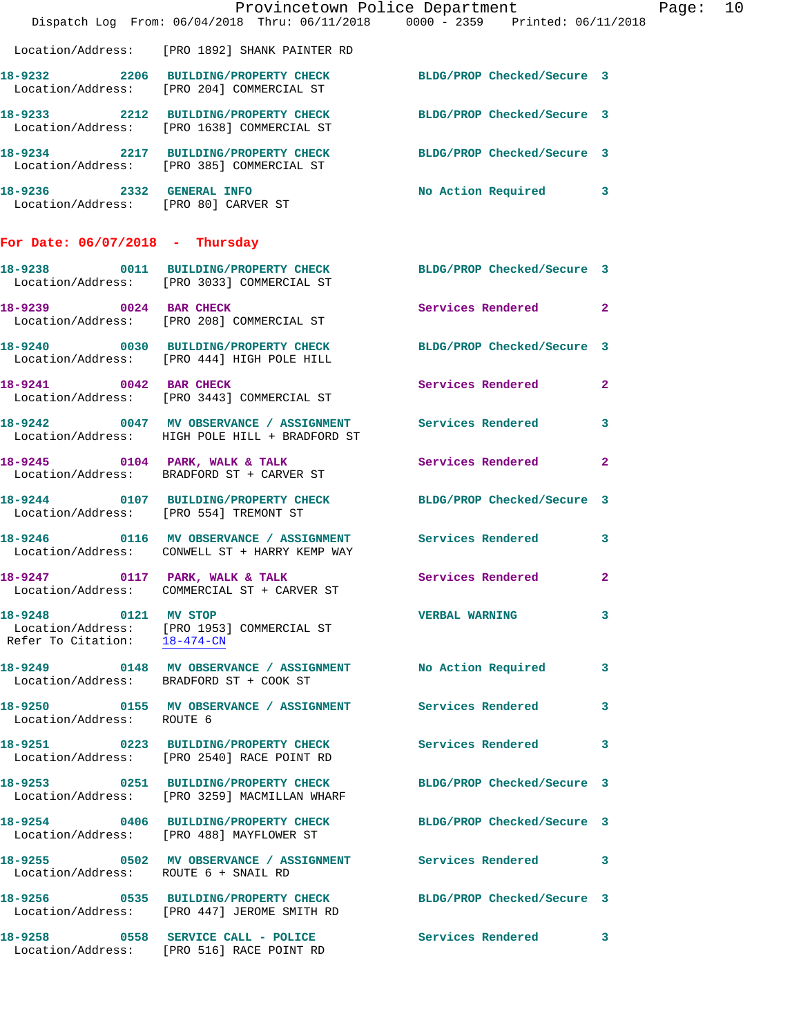Location/Address: [PRO 1892] SHANK PAINTER RD

18-9232 2206 BUILDING/PROPERTY CHECK BLDG/PROP Checked/Secure 3
Location/Address: [PRO 204] COMMERCIAL ST

18-9233 2212 BUILDING/PROPERTY CHECK BLDG/PROP Checked/Secure 3
Location/Address: [PRO 1638] COMMERCIAL ST

18-9234 2217 BUILDING/PROPERTY CHECK BLDG/PROP Checked/Secure 3
Location/Address: [PRO 385] COMMERCIAL ST

18-9236 2332 GENERAL INFO No Action Required 3
Location/Address: [PRO 80] CARVER ST

## For Date: 06/07/2018 - Thursday

18-9238 0011 BUILDING/PROPERTY CHECK BLDG/PROP Checked/Secure 3
Location/Address: [PRO 3033] COMMERCIAL ST

18-9239 0024 BAR CHECK Services Rendered 2
Location/Address: [PRO 208] COMMERCIAL ST

18-9240 0030 BUILDING/PROPERTY CHECK BLDG/PROP Checked/Secure 3
Location/Address: [PRO 444] HIGH POLE HILL

18-9241 0042 BAR CHECK Services Rendered 2
Location/Address: [PRO 3443] COMMERCIAL ST

18-9242 0047 MV OBSERVANCE / ASSIGNMENT Services Rendered 3
Location/Address: HIGH POLE HILL + BRADFORD ST

18-9245 0104 PARK, WALK & TALK Services Rendered 2
Location/Address: BRADFORD ST + CARVER ST

18-9244 0107 BUILDING/PROPERTY CHECK BLDG/PROP Checked/Secure 3
Location/Address: [PRO 554] TREMONT ST

18-9246 0116 MV OBSERVANCE / ASSIGNMENT Services Rendered 3
Location/Address: CONWELL ST + HARRY KEMP WAY

18-9247 0117 PARK, WALK & TALK Services Rendered 2
Location/Address: COMMERCIAL ST + CARVER ST

18-9248 0121 MV STOP VERBAL WARNING 3
Location/Address: [PRO 1953] COMMERCIAL ST
Refer To Citation: 18-474-CN

18-9249 0148 MV OBSERVANCE / ASSIGNMENT No Action Required 3
Location/Address: BRADFORD ST + COOK ST

18-9250 0155 MV OBSERVANCE / ASSIGNMENT Services Rendered 3
Location/Address: ROUTE 6

18-9251 0223 BUILDING/PROPERTY CHECK Services Rendered 3
Location/Address: [PRO 2540] RACE POINT RD

18-9253 0251 BUILDING/PROPERTY CHECK BLDG/PROP Checked/Secure 3
Location/Address: [PRO 3259] MACMILLAN WHARF

18-9254 0406 BUILDING/PROPERTY CHECK BLDG/PROP Checked/Secure 3
Location/Address: [PRO 488] MAYFLOWER ST

18-9255 0502 MV OBSERVANCE / ASSIGNMENT Services Rendered 3
Location/Address: ROUTE 6 + SNAIL RD

18-9256 0535 BUILDING/PROPERTY CHECK BLDG/PROP Checked/Secure 3
Location/Address: [PRO 447] JEROME SMITH RD

18-9258 0558 SERVICE CALL - POLICE Services Rendered 3
Location/Address: [PRO 516] RACE POINT RD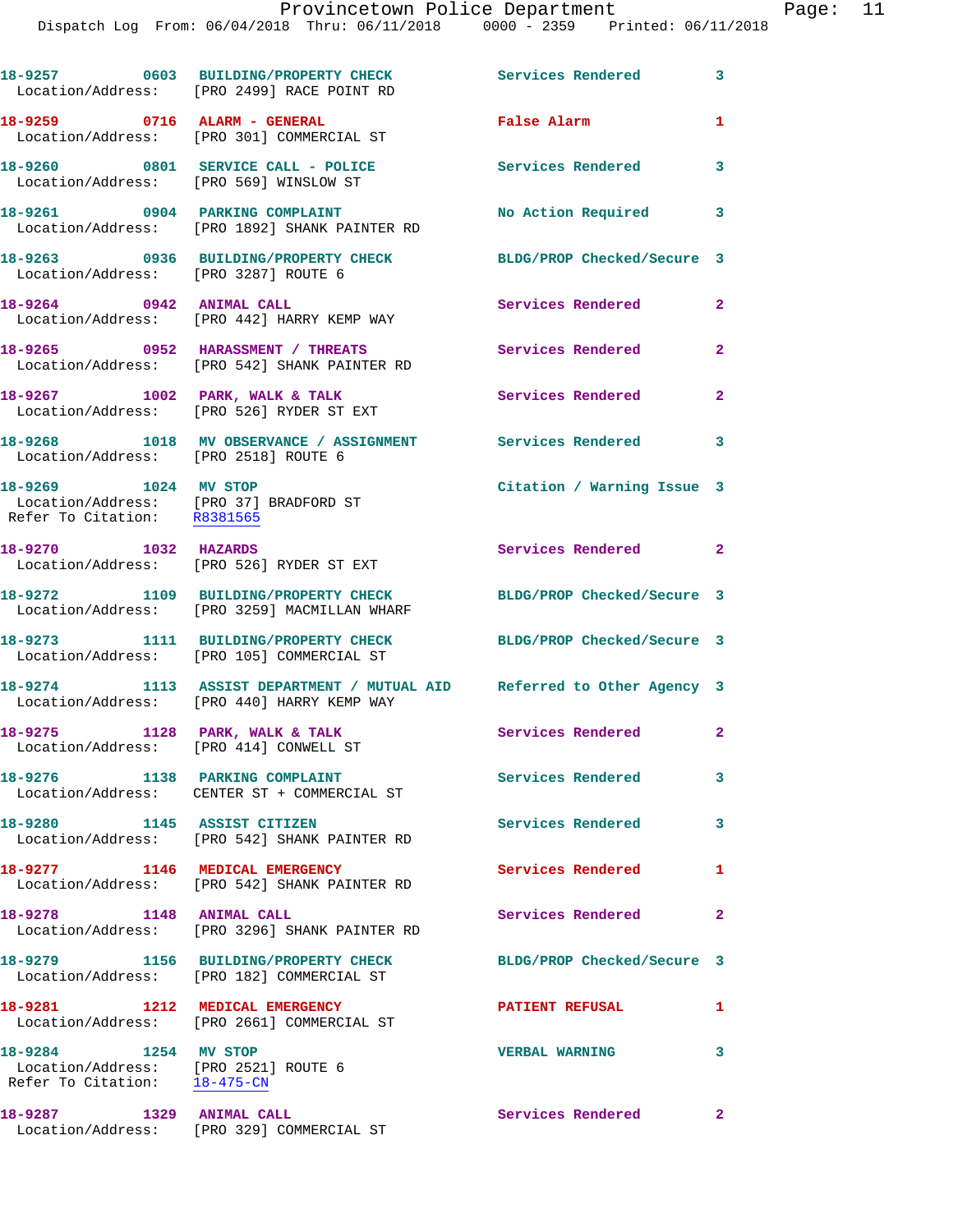18-9257 0603 BUILDING/PROPERTY CHECK Services Rendered 3
Location/Address: [PRO 2499] RACE POINT RD

18-9259 0716 ALARM - GENERAL False Alarm 1
Location/Address: [PRO 301] COMMERCIAL ST

18-9260 0801 SERVICE CALL - POLICE Services Rendered 3
Location/Address: [PRO 569] WINSLOW ST

18-9261 0904 PARKING COMPLAINT No Action Required 3
Location/Address: [PRO 1892] SHANK PAINTER RD

18-9263 0936 BUILDING/PROPERTY CHECK BLDG/PROP Checked/Secure 3
Location/Address: [PRO 3287] ROUTE 6

18-9264 0942 ANIMAL CALL Services Rendered 2
Location/Address: [PRO 442] HARRY KEMP WAY

18-9265 0952 HARASSMENT / THREATS Services Rendered 2
Location/Address: [PRO 542] SHANK PAINTER RD

18-9267 1002 PARK, WALK & TALK Services Rendered 2
Location/Address: [PRO 526] RYDER ST EXT

18-9268 1018 MV OBSERVANCE / ASSIGNMENT Services Rendered 3
Location/Address: [PRO 2518] ROUTE 6

18-9269 1024 MV STOP Citation / Warning Issue 3
Location/Address: [PRO 37] BRADFORD ST
Refer To Citation: R8381565

18-9270 1032 HAZARDS Services Rendered 2
Location/Address: [PRO 526] RYDER ST EXT

18-9272 1109 BUILDING/PROPERTY CHECK BLDG/PROP Checked/Secure 3
Location/Address: [PRO 3259] MACMILLAN WHARF

18-9273 1111 BUILDING/PROPERTY CHECK BLDG/PROP Checked/Secure 3
Location/Address: [PRO 105] COMMERCIAL ST

18-9274 1113 ASSIST DEPARTMENT / MUTUAL AID Referred to Other Agency 3
Location/Address: [PRO 440] HARRY KEMP WAY

18-9275 1128 PARK, WALK & TALK Services Rendered 2
Location/Address: [PRO 414] CONWELL ST

18-9276 1138 PARKING COMPLAINT Services Rendered 3
Location/Address: CENTER ST + COMMERCIAL ST

18-9280 1145 ASSIST CITIZEN Services Rendered 3
Location/Address: [PRO 542] SHANK PAINTER RD

18-9277 1146 MEDICAL EMERGENCY Services Rendered 1
Location/Address: [PRO 542] SHANK PAINTER RD

18-9278 1148 ANIMAL CALL Services Rendered 2
Location/Address: [PRO 3296] SHANK PAINTER RD

18-9279 1156 BUILDING/PROPERTY CHECK BLDG/PROP Checked/Secure 3
Location/Address: [PRO 182] COMMERCIAL ST

18-9281 1212 MEDICAL EMERGENCY PATIENT REFUSAL 1
Location/Address: [PRO 2661] COMMERCIAL ST

18-9284 1254 MV STOP VERBAL WARNING 3
Location/Address: [PRO 2521] ROUTE 6
Refer To Citation: 18-475-CN

18-9287 1329 ANIMAL CALL Services Rendered 2
Location/Address: [PRO 329] COMMERCIAL ST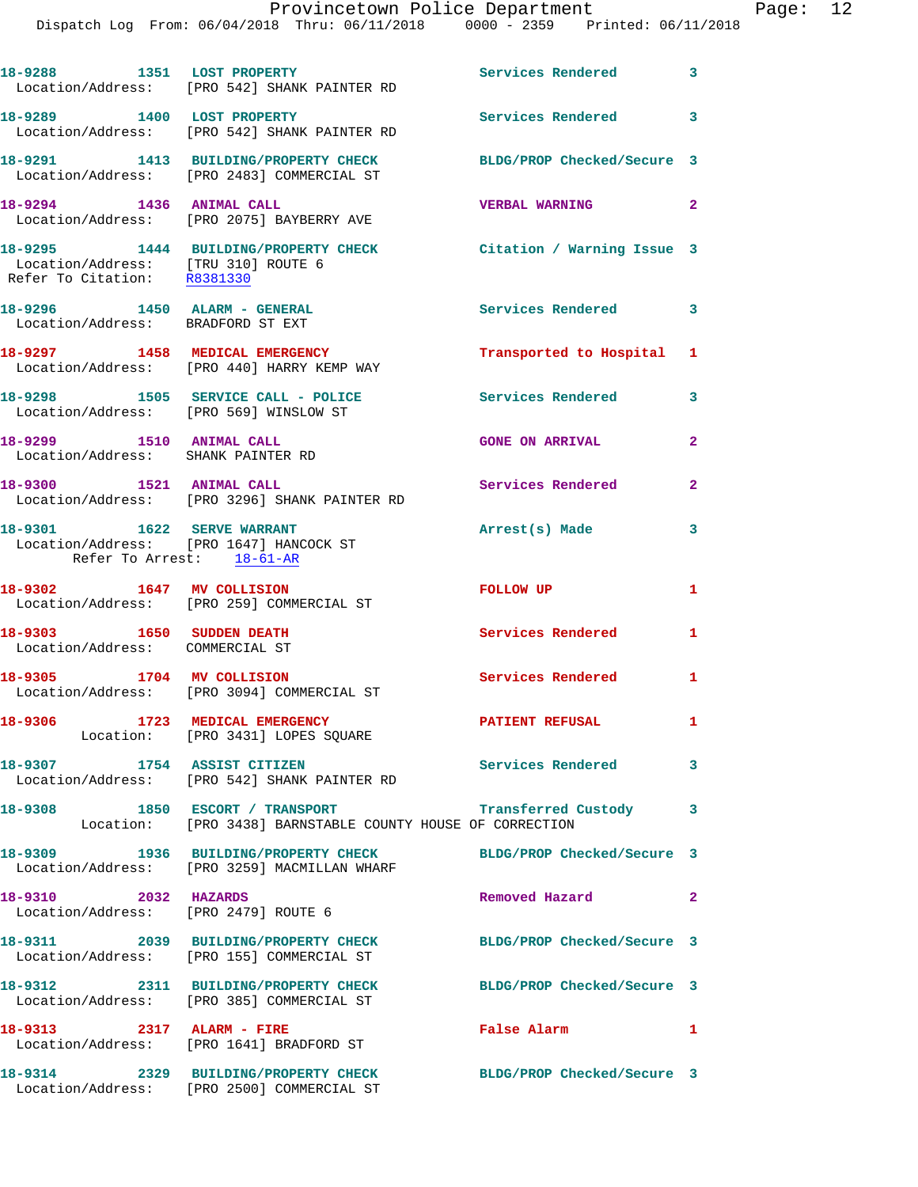18-9288 1351 LOST PROPERTY Services Rendered 3
Location/Address: [PRO 542] SHANK PAINTER RD

18-9289 1400 LOST PROPERTY Services Rendered 3
Location/Address: [PRO 542] SHANK PAINTER RD

18-9291 1413 BUILDING/PROPERTY CHECK BLDG/PROP Checked/Secure 3
Location/Address: [PRO 2483] COMMERCIAL ST

18-9294 1436 ANIMAL CALL VERBAL WARNING 2
Location/Address: [PRO 2075] BAYBERRY AVE

18-9295 1444 BUILDING/PROPERTY CHECK Citation / Warning Issue 3
Location/Address: [TRU 310] ROUTE 6
Refer To Citation: R8381330

18-9296 1450 ALARM - GENERAL Services Rendered 3
Location/Address: BRADFORD ST EXT

18-9297 1458 MEDICAL EMERGENCY Transported to Hospital 1
Location/Address: [PRO 440] HARRY KEMP WAY

18-9298 1505 SERVICE CALL - POLICE Services Rendered 3
Location/Address: [PRO 569] WINSLOW ST

18-9299 1510 ANIMAL CALL GONE ON ARRIVAL 2
Location/Address: SHANK PAINTER RD

18-9300 1521 ANIMAL CALL Services Rendered 2
Location/Address: [PRO 3296] SHANK PAINTER RD

18-9301 1622 SERVE WARRANT Arrest(s) Made 3
Location/Address: [PRO 1647] HANCOCK ST
Refer To Arrest: 18-61-AR

18-9302 1647 MV COLLISION FOLLOW UP 1
Location/Address: [PRO 259] COMMERCIAL ST

18-9303 1650 SUDDEN DEATH Services Rendered 1
Location/Address: COMMERCIAL ST

18-9305 1704 MV COLLISION Services Rendered 1
Location/Address: [PRO 3094] COMMERCIAL ST

18-9306 1723 MEDICAL EMERGENCY PATIENT REFUSAL 1
Location: [PRO 3431] LOPES SQUARE

18-9307 1754 ASSIST CITIZEN Services Rendered 3
Location/Address: [PRO 542] SHANK PAINTER RD

18-9308 1850 ESCORT / TRANSPORT Transferred Custody 3
Location: [PRO 3438] BARNSTABLE COUNTY HOUSE OF CORRECTION

18-9309 1936 BUILDING/PROPERTY CHECK BLDG/PROP Checked/Secure 3
Location/Address: [PRO 3259] MACMILLAN WHARF

18-9310 2032 HAZARDS Removed Hazard 2
Location/Address: [PRO 2479] ROUTE 6

18-9311 2039 BUILDING/PROPERTY CHECK BLDG/PROP Checked/Secure 3
Location/Address: [PRO 155] COMMERCIAL ST

18-9312 2311 BUILDING/PROPERTY CHECK BLDG/PROP Checked/Secure 3
Location/Address: [PRO 385] COMMERCIAL ST

18-9313 2317 ALARM - FIRE False Alarm 1
Location/Address: [PRO 1641] BRADFORD ST

18-9314 2329 BUILDING/PROPERTY CHECK BLDG/PROP Checked/Secure 3
Location/Address: [PRO 2500] COMMERCIAL ST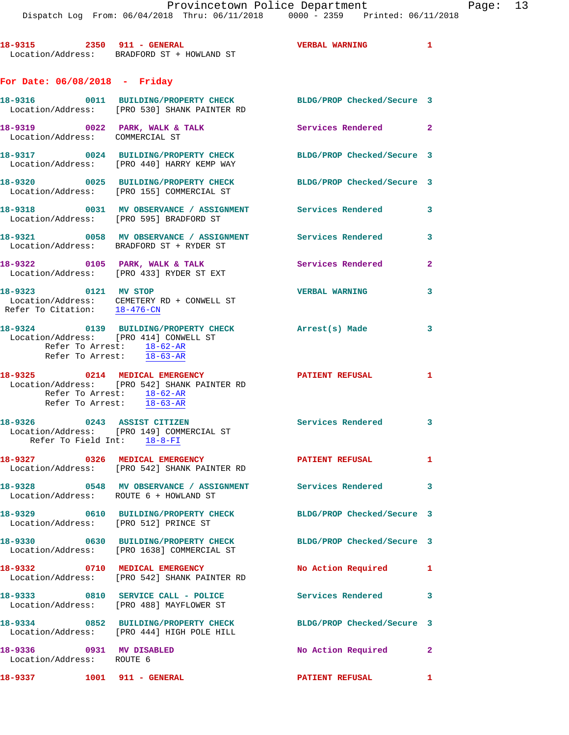18-9315 2350 911 - GENERAL VERBAL WARNING 1
Location/Address: BRADFORD ST + HOWLAND ST

## For Date: 06/08/2018 - Friday

18-9316 0011 BUILDING/PROPERTY CHECK BLDG/PROP Checked/Secure 3
Location/Address: [PRO 530] SHANK PAINTER RD

18-9319 0022 PARK, WALK & TALK Services Rendered 2
Location/Address: COMMERCIAL ST

18-9317 0024 BUILDING/PROPERTY CHECK BLDG/PROP Checked/Secure 3
Location/Address: [PRO 440] HARRY KEMP WAY

18-9320 0025 BUILDING/PROPERTY CHECK BLDG/PROP Checked/Secure 3
Location/Address: [PRO 155] COMMERCIAL ST

18-9318 0031 MV OBSERVANCE / ASSIGNMENT Services Rendered 3
Location/Address: [PRO 595] BRADFORD ST

18-9321 0058 MV OBSERVANCE / ASSIGNMENT Services Rendered 3
Location/Address: BRADFORD ST + RYDER ST

18-9322 0105 PARK, WALK & TALK Services Rendered 2
Location/Address: [PRO 433] RYDER ST EXT

18-9323 0121 MV STOP VERBAL WARNING 3
Location/Address: CEMETERY RD + CONWELL ST
Refer To Citation: 18-476-CN

18-9324 0139 BUILDING/PROPERTY CHECK Arrest(s) Made 3
Location/Address: [PRO 414] CONWELL ST
Refer To Arrest: 18-62-AR
Refer To Arrest: 18-63-AR

18-9325 0214 MEDICAL EMERGENCY PATIENT REFUSAL 1
Location/Address: [PRO 542] SHANK PAINTER RD
Refer To Arrest: 18-62-AR
Refer To Arrest: 18-63-AR

18-9326 0243 ASSIST CITIZEN Services Rendered 3
Location/Address: [PRO 149] COMMERCIAL ST
Refer To Field Int: 18-8-FI

18-9327 0326 MEDICAL EMERGENCY PATIENT REFUSAL 1
Location/Address: [PRO 542] SHANK PAINTER RD

18-9328 0548 MV OBSERVANCE / ASSIGNMENT Services Rendered 3
Location/Address: ROUTE 6 + HOWLAND ST

18-9329 0610 BUILDING/PROPERTY CHECK BLDG/PROP Checked/Secure 3
Location/Address: [PRO 512] PRINCE ST

18-9330 0630 BUILDING/PROPERTY CHECK BLDG/PROP Checked/Secure 3
Location/Address: [PRO 1638] COMMERCIAL ST

18-9332 0710 MEDICAL EMERGENCY No Action Required 1
Location/Address: [PRO 542] SHANK PAINTER RD

18-9333 0810 SERVICE CALL - POLICE Services Rendered 3
Location/Address: [PRO 488] MAYFLOWER ST

18-9334 0852 BUILDING/PROPERTY CHECK BLDG/PROP Checked/Secure 3
Location/Address: [PRO 444] HIGH POLE HILL

18-9336 0931 MV DISABLED No Action Required 2
Location/Address: ROUTE 6

18-9337 1001 911 - GENERAL PATIENT REFUSAL 1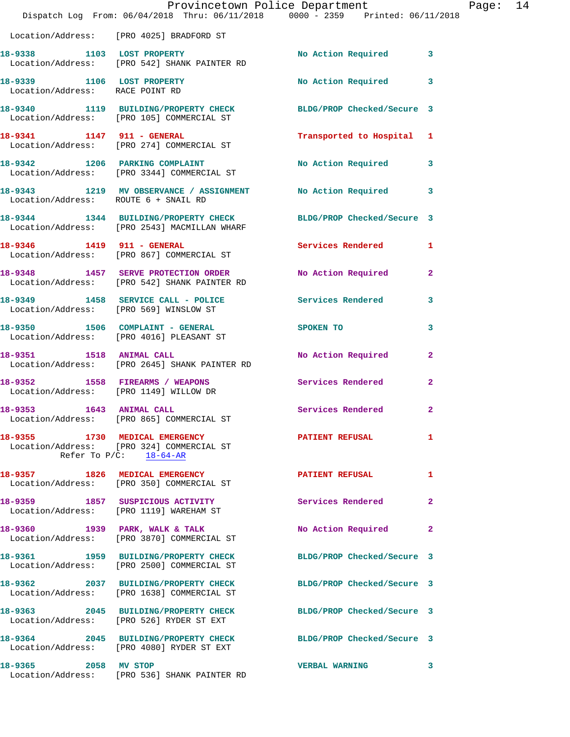Location/Address: [PRO 4025] BRADFORD ST

| Call Number | Time | Call Reason | Action | Priority |
|---|---|---|---|---|
| 18-9338 | 1103 | LOST PROPERTY | No Action Required | 3 |
| | | Location/Address: [PRO 542] SHANK PAINTER RD | | |
| 18-9339 | 1106 | LOST PROPERTY | No Action Required | 3 |
| | | Location/Address: RACE POINT RD | | |
| 18-9340 | 1119 | BUILDING/PROPERTY CHECK | BLDG/PROP Checked/Secure | 3 |
| | | Location/Address: [PRO 105] COMMERCIAL ST | | |
| 18-9341 | 1147 | 911 - GENERAL | Transported to Hospital | 1 |
| | | Location/Address: [PRO 274] COMMERCIAL ST | | |
| 18-9342 | 1206 | PARKING COMPLAINT | No Action Required | 3 |
| | | Location/Address: [PRO 3344] COMMERCIAL ST | | |
| 18-9343 | 1219 | MV OBSERVANCE / ASSIGNMENT | No Action Required | 3 |
| | | Location/Address: ROUTE 6 + SNAIL RD | | |
| 18-9344 | 1344 | BUILDING/PROPERTY CHECK | BLDG/PROP Checked/Secure | 3 |
| | | Location/Address: [PRO 2543] MACMILLAN WHARF | | |
| 18-9346 | 1419 | 911 - GENERAL | Services Rendered | 1 |
| | | Location/Address: [PRO 867] COMMERCIAL ST | | |
| 18-9348 | 1457 | SERVE PROTECTION ORDER | No Action Required | 2 |
| | | Location/Address: [PRO 542] SHANK PAINTER RD | | |
| 18-9349 | 1458 | SERVICE CALL - POLICE | Services Rendered | 3 |
| | | Location/Address: [PRO 569] WINSLOW ST | | |
| 18-9350 | 1506 | COMPLAINT - GENERAL | SPOKEN TO | 3 |
| | | Location/Address: [PRO 4016] PLEASANT ST | | |
| 18-9351 | 1518 | ANIMAL CALL | No Action Required | 2 |
| | | Location/Address: [PRO 2645] SHANK PAINTER RD | | |
| 18-9352 | 1558 | FIREARMS / WEAPONS | Services Rendered | 2 |
| | | Location/Address: [PRO 1149] WILLOW DR | | |
| 18-9353 | 1643 | ANIMAL CALL | Services Rendered | 2 |
| | | Location/Address: [PRO 865] COMMERCIAL ST | | |
| 18-9355 | 1730 | MEDICAL EMERGENCY | PATIENT REFUSAL | 1 |
| | | Location/Address: [PRO 324] COMMERCIAL ST<br>Refer To P/C: 18-64-AR | | |
| 18-9357 | 1826 | MEDICAL EMERGENCY | PATIENT REFUSAL | 1 |
| | | Location/Address: [PRO 350] COMMERCIAL ST | | |
| 18-9359 | 1857 | SUSPICIOUS ACTIVITY | Services Rendered | 2 |
| | | Location/Address: [PRO 1119] WAREHAM ST | | |
| 18-9360 | 1939 | PARK, WALK & TALK | No Action Required | 2 |
| | | Location/Address: [PRO 3870] COMMERCIAL ST | | |
| 18-9361 | 1959 | BUILDING/PROPERTY CHECK | BLDG/PROP Checked/Secure | 3 |
| | | Location/Address: [PRO 2500] COMMERCIAL ST | | |
| 18-9362 | 2037 | BUILDING/PROPERTY CHECK | BLDG/PROP Checked/Secure | 3 |
| | | Location/Address: [PRO 1638] COMMERCIAL ST | | |
| 18-9363 | 2045 | BUILDING/PROPERTY CHECK | BLDG/PROP Checked/Secure | 3 |
| | | Location/Address: [PRO 526] RYDER ST EXT | | |
| 18-9364 | 2045 | BUILDING/PROPERTY CHECK | BLDG/PROP Checked/Secure | 3 |
| | | Location/Address: [PRO 4080] RYDER ST EXT | | |
| 18-9365 | 2058 | MV STOP | VERBAL WARNING | 3 |
| | | Location/Address: [PRO 536] SHANK PAINTER RD | | |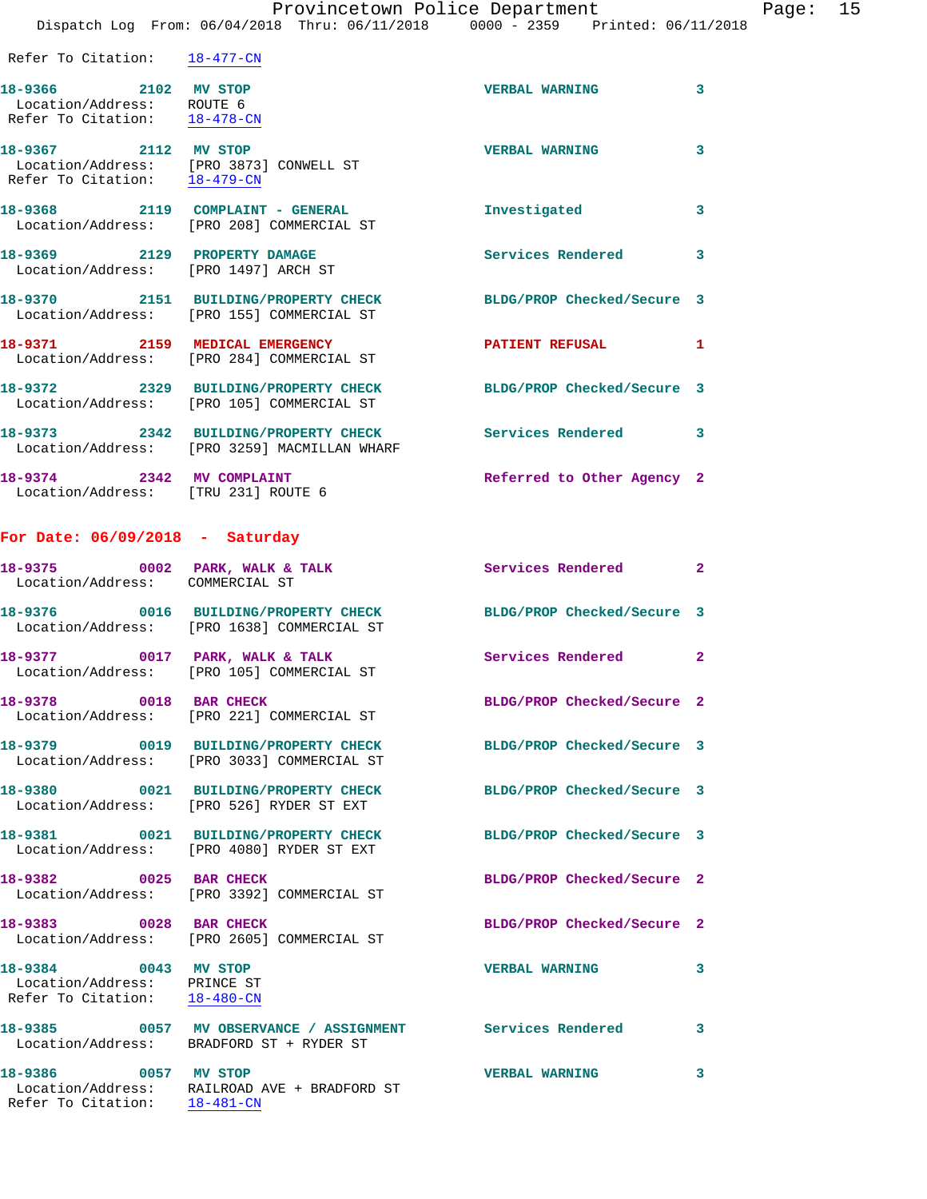Refer To Citation: 18-477-CN

| Call # | Time | Call Reason | Action | Priority |
|---|---|---|---|---|
| **18-9366** | **2102** | **MV STOP** | **VERBAL WARNING** | **3** |

Location/Address: ROUTE 6
Refer To Citation: 18-478-CN

**18-9367 2112 MV STOP** — **VERBAL WARNING** — **3**
Location/Address: [PRO 3873] CONWELL ST
Refer To Citation: 18-479-CN

**18-9368 2119 COMPLAINT - GENERAL** — **Investigated** — **3**
Location/Address: [PRO 208] COMMERCIAL ST

**18-9369 2129 PROPERTY DAMAGE** — **Services Rendered** — **3**
Location/Address: [PRO 1497] ARCH ST

**18-9370 2151 BUILDING/PROPERTY CHECK** — **BLDG/PROP Checked/Secure** — **3**
Location/Address: [PRO 155] COMMERCIAL ST

**18-9371 2159 MEDICAL EMERGENCY** — **PATIENT REFUSAL** — **1**
Location/Address: [PRO 284] COMMERCIAL ST

**18-9372 2329 BUILDING/PROPERTY CHECK** — **BLDG/PROP Checked/Secure** — **3**
Location/Address: [PRO 105] COMMERCIAL ST

**18-9373 2342 BUILDING/PROPERTY CHECK** — **Services Rendered** — **3**
Location/Address: [PRO 3259] MACMILLAN WHARF

**18-9374 2342 MV COMPLAINT** — **Referred to Other Agency** — **2**
Location/Address: [TRU 231] ROUTE 6

## For Date: 06/09/2018 - Saturday

**18-9375 0002 PARK, WALK & TALK** — **Services Rendered** — **2**
Location/Address: COMMERCIAL ST

**18-9376 0016 BUILDING/PROPERTY CHECK** — **BLDG/PROP Checked/Secure** — **3**
Location/Address: [PRO 1638] COMMERCIAL ST

**18-9377 0017 PARK, WALK & TALK** — **Services Rendered** — **2**
Location/Address: [PRO 105] COMMERCIAL ST

**18-9378 0018 BAR CHECK** — **BLDG/PROP Checked/Secure** — **2**
Location/Address: [PRO 221] COMMERCIAL ST

**18-9379 0019 BUILDING/PROPERTY CHECK** — **BLDG/PROP Checked/Secure** — **3**
Location/Address: [PRO 3033] COMMERCIAL ST

**18-9380 0021 BUILDING/PROPERTY CHECK** — **BLDG/PROP Checked/Secure** — **3**
Location/Address: [PRO 526] RYDER ST EXT

**18-9381 0021 BUILDING/PROPERTY CHECK** — **BLDG/PROP Checked/Secure** — **3**
Location/Address: [PRO 4080] RYDER ST EXT

**18-9382 0025 BAR CHECK** — **BLDG/PROP Checked/Secure** — **2**
Location/Address: [PRO 3392] COMMERCIAL ST

**18-9383 0028 BAR CHECK** — **BLDG/PROP Checked/Secure** — **2**
Location/Address: [PRO 2605] COMMERCIAL ST

**18-9384 0043 MV STOP** — **VERBAL WARNING** — **3**
Location/Address: PRINCE ST
Refer To Citation: 18-480-CN

**18-9385 0057 MV OBSERVANCE / ASSIGNMENT** — **Services Rendered** — **3**
Location/Address: BRADFORD ST + RYDER ST

**18-9386 0057 MV STOP** — **VERBAL WARNING** — **3**
Location/Address: RAILROAD AVE + BRADFORD ST
Refer To Citation: 18-481-CN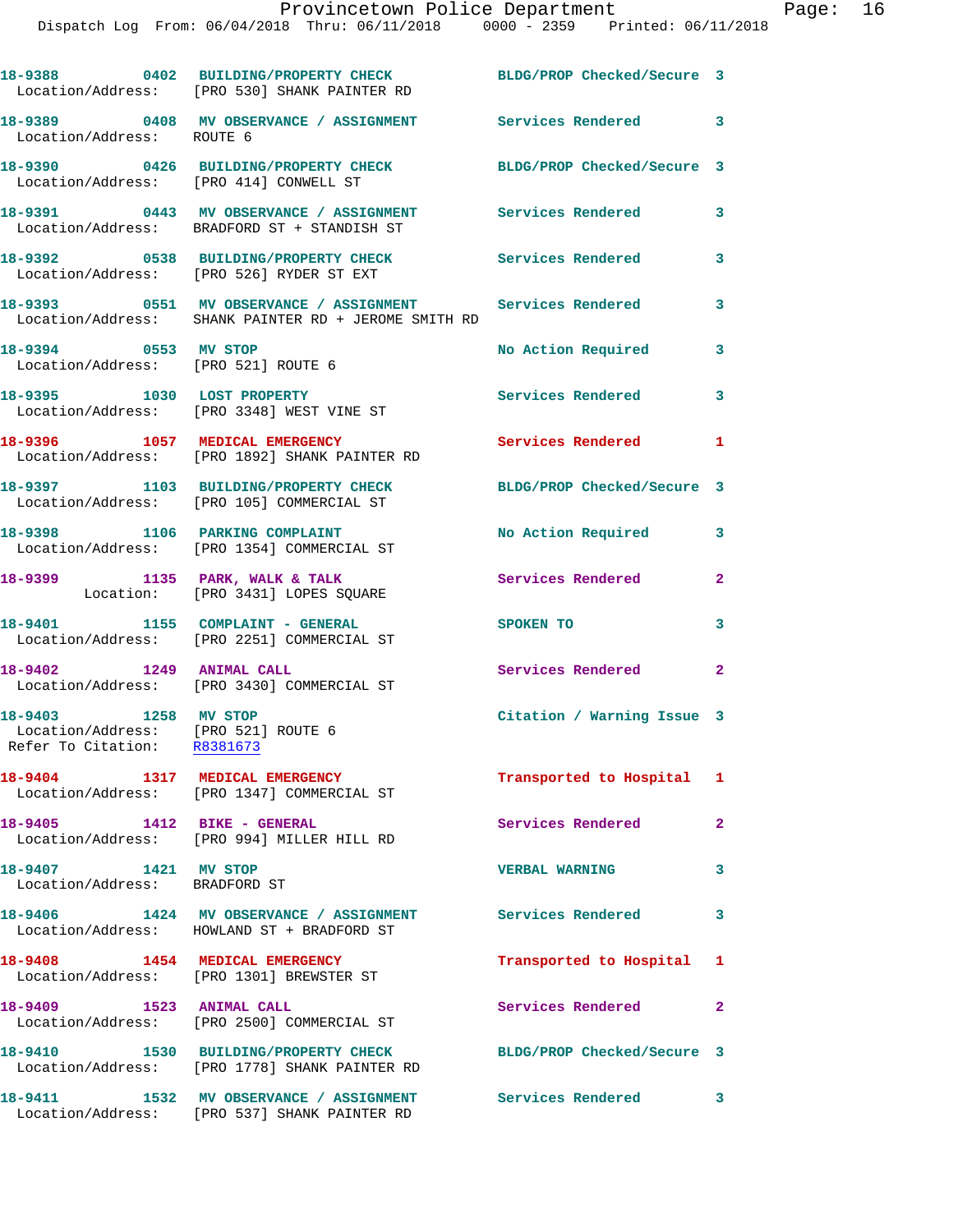18-9388 0402 BUILDING/PROPERTY CHECK BLDG/PROP Checked/Secure 3
Location/Address: [PRO 530] SHANK PAINTER RD

18-9389 0408 MV OBSERVANCE / ASSIGNMENT Services Rendered 3
Location/Address: ROUTE 6

18-9390 0426 BUILDING/PROPERTY CHECK BLDG/PROP Checked/Secure 3
Location/Address: [PRO 414] CONWELL ST

18-9391 0443 MV OBSERVANCE / ASSIGNMENT Services Rendered 3
Location/Address: BRADFORD ST + STANDISH ST

18-9392 0538 BUILDING/PROPERTY CHECK Services Rendered 3
Location/Address: [PRO 526] RYDER ST EXT

18-9393 0551 MV OBSERVANCE / ASSIGNMENT Services Rendered 3
Location/Address: SHANK PAINTER RD + JEROME SMITH RD

18-9394 0553 MV STOP No Action Required 3
Location/Address: [PRO 521] ROUTE 6

18-9395 1030 LOST PROPERTY Services Rendered 3
Location/Address: [PRO 3348] WEST VINE ST

18-9396 1057 MEDICAL EMERGENCY Services Rendered 1
Location/Address: [PRO 1892] SHANK PAINTER RD

18-9397 1103 BUILDING/PROPERTY CHECK BLDG/PROP Checked/Secure 3
Location/Address: [PRO 105] COMMERCIAL ST

18-9398 1106 PARKING COMPLAINT No Action Required 3
Location/Address: [PRO 1354] COMMERCIAL ST

18-9399 1135 PARK, WALK & TALK Services Rendered 2
Location: [PRO 3431] LOPES SQUARE

18-9401 1155 COMPLAINT - GENERAL SPOKEN TO 3
Location/Address: [PRO 2251] COMMERCIAL ST

18-9402 1249 ANIMAL CALL Services Rendered 2
Location/Address: [PRO 3430] COMMERCIAL ST

18-9403 1258 MV STOP Citation / Warning Issue 3
Location/Address: [PRO 521] ROUTE 6
Refer To Citation: R8381673

18-9404 1317 MEDICAL EMERGENCY Transported to Hospital 1
Location/Address: [PRO 1347] COMMERCIAL ST

18-9405 1412 BIKE - GENERAL Services Rendered 2
Location/Address: [PRO 994] MILLER HILL RD

18-9407 1421 MV STOP VERBAL WARNING 3
Location/Address: BRADFORD ST

18-9406 1424 MV OBSERVANCE / ASSIGNMENT Services Rendered 3
Location/Address: HOWLAND ST + BRADFORD ST

18-9408 1454 MEDICAL EMERGENCY Transported to Hospital 1
Location/Address: [PRO 1301] BREWSTER ST

18-9409 1523 ANIMAL CALL Services Rendered 2
Location/Address: [PRO 2500] COMMERCIAL ST

18-9410 1530 BUILDING/PROPERTY CHECK BLDG/PROP Checked/Secure 3
Location/Address: [PRO 1778] SHANK PAINTER RD

18-9411 1532 MV OBSERVANCE / ASSIGNMENT Services Rendered 3
Location/Address: [PRO 537] SHANK PAINTER RD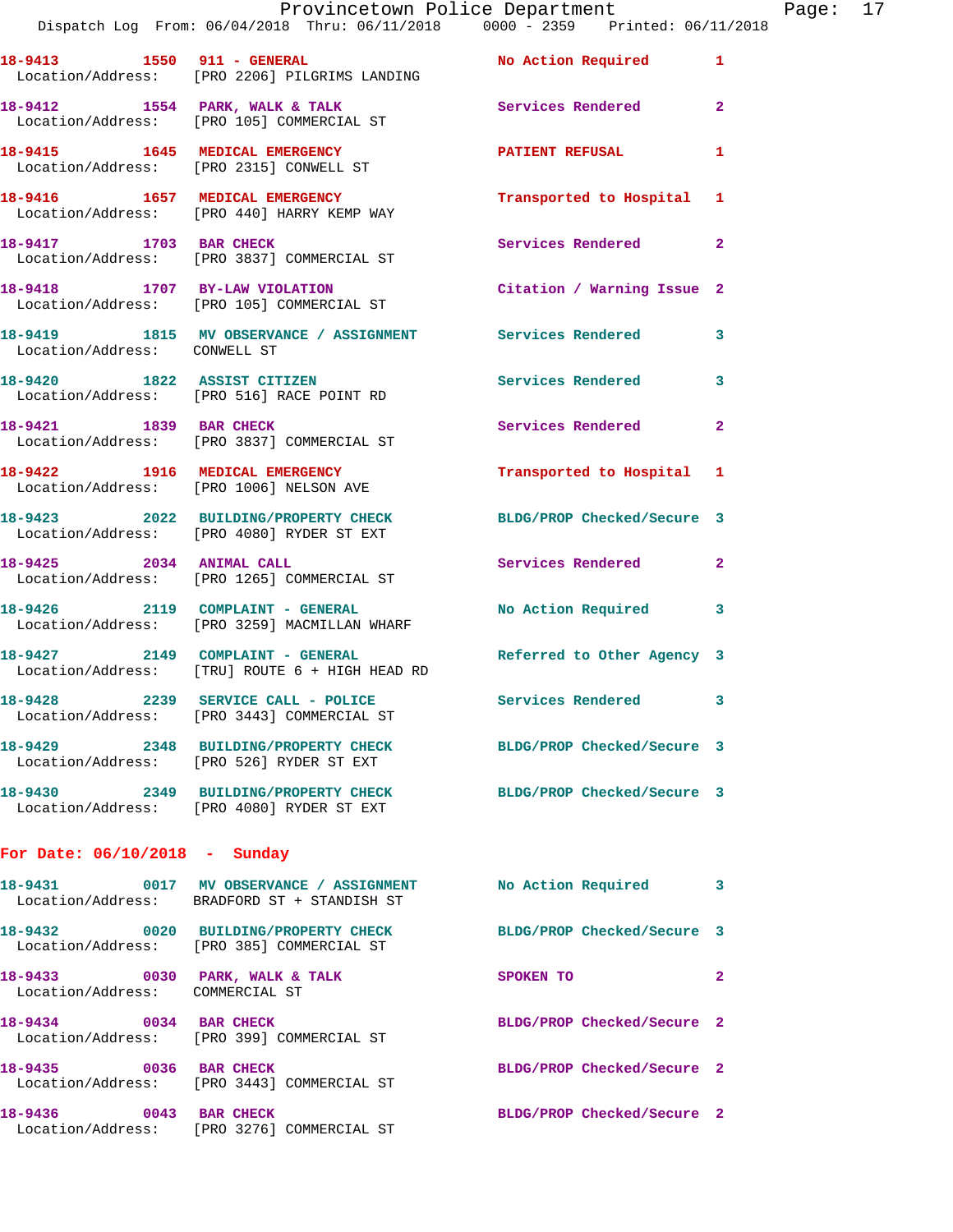18-9413 1550 911 - GENERAL No Action Required 1
Location/Address: [PRO 2206] PILGRIMS LANDING

18-9412 1554 PARK, WALK & TALK Services Rendered 2
Location/Address: [PRO 105] COMMERCIAL ST

18-9415 1645 MEDICAL EMERGENCY PATIENT REFUSAL 1
Location/Address: [PRO 2315] CONWELL ST

18-9416 1657 MEDICAL EMERGENCY Transported to Hospital 1
Location/Address: [PRO 440] HARRY KEMP WAY

18-9417 1703 BAR CHECK Services Rendered 2
Location/Address: [PRO 3837] COMMERCIAL ST

18-9418 1707 BY-LAW VIOLATION Citation / Warning Issue 2
Location/Address: [PRO 105] COMMERCIAL ST

18-9419 1815 MV OBSERVANCE / ASSIGNMENT Services Rendered 3
Location/Address: CONWELL ST

18-9420 1822 ASSIST CITIZEN Services Rendered 3
Location/Address: [PRO 516] RACE POINT RD

18-9421 1839 BAR CHECK Services Rendered 2
Location/Address: [PRO 3837] COMMERCIAL ST

18-9422 1916 MEDICAL EMERGENCY Transported to Hospital 1
Location/Address: [PRO 1006] NELSON AVE

18-9423 2022 BUILDING/PROPERTY CHECK BLDG/PROP Checked/Secure 3
Location/Address: [PRO 4080] RYDER ST EXT

18-9425 2034 ANIMAL CALL Services Rendered 2
Location/Address: [PRO 1265] COMMERCIAL ST

18-9426 2119 COMPLAINT - GENERAL No Action Required 3
Location/Address: [PRO 3259] MACMILLAN WHARF

18-9427 2149 COMPLAINT - GENERAL Referred to Other Agency 3
Location/Address: [TRU] ROUTE 6 + HIGH HEAD RD

18-9428 2239 SERVICE CALL - POLICE Services Rendered 3
Location/Address: [PRO 3443] COMMERCIAL ST

18-9429 2348 BUILDING/PROPERTY CHECK BLDG/PROP Checked/Secure 3
Location/Address: [PRO 526] RYDER ST EXT

18-9430 2349 BUILDING/PROPERTY CHECK BLDG/PROP Checked/Secure 3
Location/Address: [PRO 4080] RYDER ST EXT

**For Date: 06/10/2018 - Sunday**

18-9431 0017 MV OBSERVANCE / ASSIGNMENT No Action Required 3
Location/Address: BRADFORD ST + STANDISH ST

18-9432 0020 BUILDING/PROPERTY CHECK BLDG/PROP Checked/Secure 3
Location/Address: [PRO 385] COMMERCIAL ST

18-9433 0030 PARK, WALK & TALK SPOKEN TO 2
Location/Address: COMMERCIAL ST

18-9434 0034 BAR CHECK BLDG/PROP Checked/Secure 2
Location/Address: [PRO 399] COMMERCIAL ST

18-9435 0036 BAR CHECK BLDG/PROP Checked/Secure 2
Location/Address: [PRO 3443] COMMERCIAL ST

18-9436 0043 BAR CHECK BLDG/PROP Checked/Secure 2
Location/Address: [PRO 3276] COMMERCIAL ST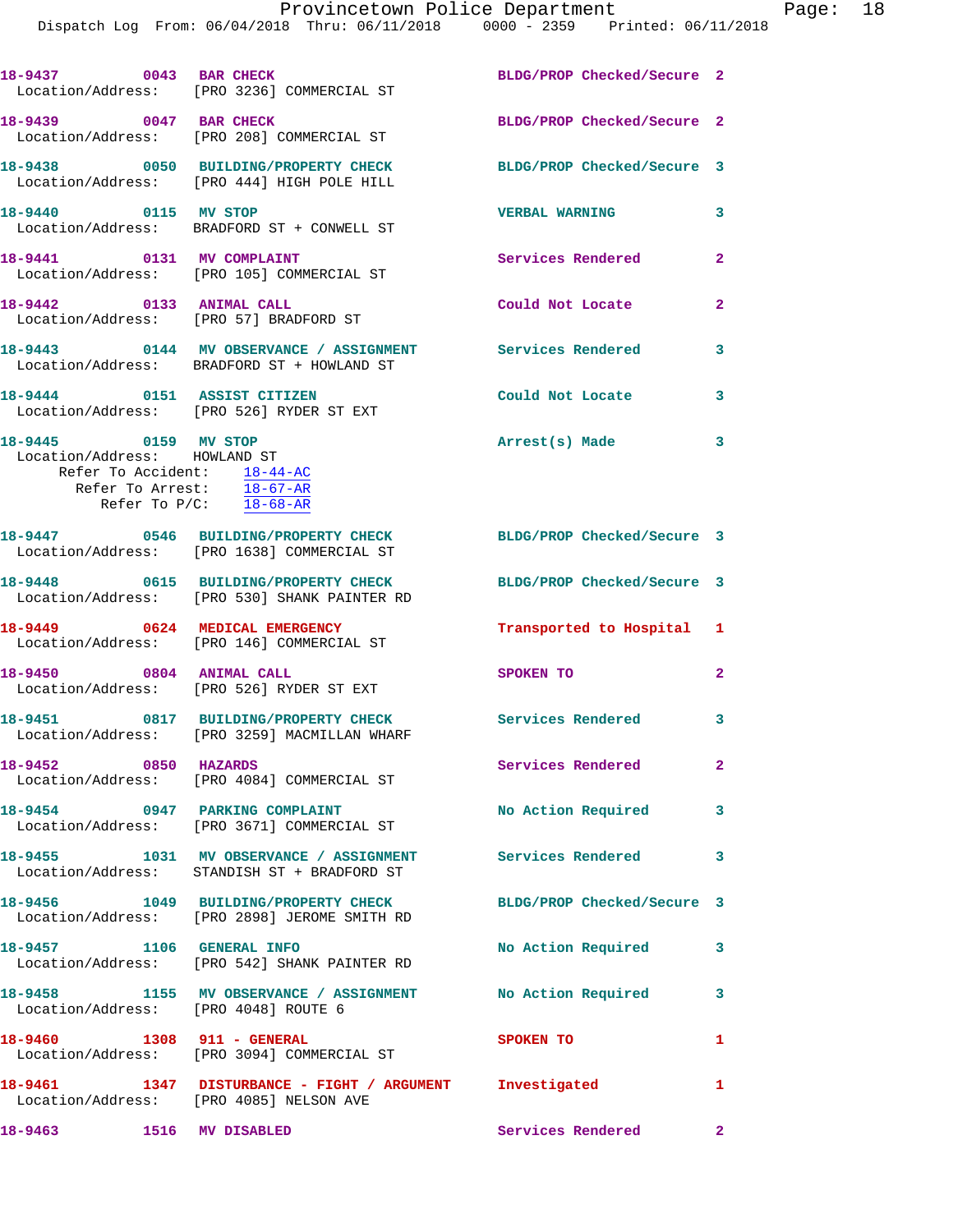18-9437 0043 BAR CHECK BLDG/PROP Checked/Secure 2
Location/Address: [PRO 3236] COMMERCIAL ST

18-9439 0047 BAR CHECK BLDG/PROP Checked/Secure 2
Location/Address: [PRO 208] COMMERCIAL ST

18-9438 0050 BUILDING/PROPERTY CHECK BLDG/PROP Checked/Secure 3
Location/Address: [PRO 444] HIGH POLE HILL

18-9440 0115 MV STOP VERBAL WARNING 3
Location/Address: BRADFORD ST + CONWELL ST

18-9441 0131 MV COMPLAINT Services Rendered 2
Location/Address: [PRO 105] COMMERCIAL ST

18-9442 0133 ANIMAL CALL Could Not Locate 2
Location/Address: [PRO 57] BRADFORD ST

18-9443 0144 MV OBSERVANCE / ASSIGNMENT Services Rendered 3
Location/Address: BRADFORD ST + HOWLAND ST

18-9444 0151 ASSIST CITIZEN Could Not Locate 3
Location/Address: [PRO 526] RYDER ST EXT

18-9445 0159 MV STOP Arrest(s) Made 3
Location/Address: HOWLAND ST
Refer To Accident: 18-44-AC
Refer To Arrest: 18-67-AR
Refer To P/C: 18-68-AR

18-9447 0546 BUILDING/PROPERTY CHECK BLDG/PROP Checked/Secure 3
Location/Address: [PRO 1638] COMMERCIAL ST

18-9448 0615 BUILDING/PROPERTY CHECK BLDG/PROP Checked/Secure 3
Location/Address: [PRO 530] SHANK PAINTER RD

18-9449 0624 MEDICAL EMERGENCY Transported to Hospital 1
Location/Address: [PRO 146] COMMERCIAL ST

18-9450 0804 ANIMAL CALL SPOKEN TO 2
Location/Address: [PRO 526] RYDER ST EXT

18-9451 0817 BUILDING/PROPERTY CHECK Services Rendered 3
Location/Address: [PRO 3259] MACMILLAN WHARF

18-9452 0850 HAZARDS Services Rendered 2
Location/Address: [PRO 4084] COMMERCIAL ST

18-9454 0947 PARKING COMPLAINT No Action Required 3
Location/Address: [PRO 3671] COMMERCIAL ST

18-9455 1031 MV OBSERVANCE / ASSIGNMENT Services Rendered 3
Location/Address: STANDISH ST + BRADFORD ST

18-9456 1049 BUILDING/PROPERTY CHECK BLDG/PROP Checked/Secure 3
Location/Address: [PRO 2898] JEROME SMITH RD

18-9457 1106 GENERAL INFO No Action Required 3
Location/Address: [PRO 542] SHANK PAINTER RD

18-9458 1155 MV OBSERVANCE / ASSIGNMENT No Action Required 3
Location/Address: [PRO 4048] ROUTE 6

18-9460 1308 911 - GENERAL SPOKEN TO 1
Location/Address: [PRO 3094] COMMERCIAL ST

18-9461 1347 DISTURBANCE - FIGHT / ARGUMENT Investigated 1
Location/Address: [PRO 4085] NELSON AVE

18-9463 1516 MV DISABLED Services Rendered 2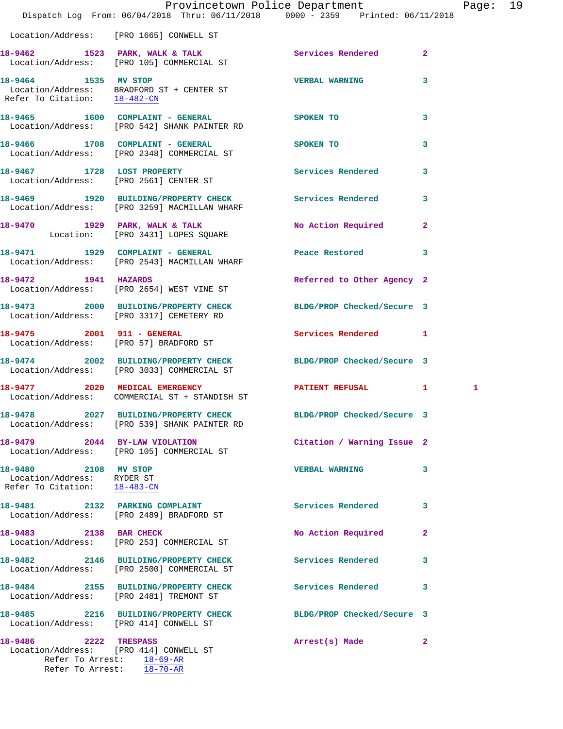Location/Address: [PRO 1665] CONWELL ST

| Call # | Time | Call Reason | Action | Priority | |
|---|---|---|---|---|---|
| 18-9462 | 1523 | PARK, WALK & TALK | Services Rendered | 2 | |
| | | Location/Address: [PRO 105] COMMERCIAL ST | | | |
| 18-9464 | 1535 | MV STOP | VERBAL WARNING | 3 | |
| | | Location/Address: BRADFORD ST + CENTER ST | | | |
| | | Refer To Citation: 18-482-CN | | | |
| 18-9465 | 1600 | COMPLAINT - GENERAL | SPOKEN TO | 3 | |
| | | Location/Address: [PRO 542] SHANK PAINTER RD | | | |
| 18-9466 | 1708 | COMPLAINT - GENERAL | SPOKEN TO | 3 | |
| | | Location/Address: [PRO 2348] COMMERCIAL ST | | | |
| 18-9467 | 1728 | LOST PROPERTY | Services Rendered | 3 | |
| | | Location/Address: [PRO 2561] CENTER ST | | | |
| 18-9469 | 1920 | BUILDING/PROPERTY CHECK | Services Rendered | 3 | |
| | | Location/Address: [PRO 3259] MACMILLAN WHARF | | | |
| 18-9470 | 1929 | PARK, WALK & TALK | No Action Required | 2 | |
| | | Location: [PRO 3431] LOPES SQUARE | | | |
| 18-9471 | 1929 | COMPLAINT - GENERAL | Peace Restored | 3 | |
| | | Location/Address: [PRO 2543] MACMILLAN WHARF | | | |
| 18-9472 | 1941 | HAZARDS | Referred to Other Agency | 2 | |
| | | Location/Address: [PRO 2654] WEST VINE ST | | | |
| 18-9473 | 2000 | BUILDING/PROPERTY CHECK | BLDG/PROP Checked/Secure | 3 | |
| | | Location/Address: [PRO 3317] CEMETERY RD | | | |
| 18-9475 | 2001 | 911 - GENERAL | Services Rendered | 1 | |
| | | Location/Address: [PRO 57] BRADFORD ST | | | |
| 18-9474 | 2002 | BUILDING/PROPERTY CHECK | BLDG/PROP Checked/Secure | 3 | |
| | | Location/Address: [PRO 3033] COMMERCIAL ST | | | |
| 18-9477 | 2020 | MEDICAL EMERGENCY | PATIENT REFUSAL | 1 | 1 |
| | | Location/Address: COMMERCIAL ST + STANDISH ST | | | |
| 18-9478 | 2027 | BUILDING/PROPERTY CHECK | BLDG/PROP Checked/Secure | 3 | |
| | | Location/Address: [PRO 539] SHANK PAINTER RD | | | |
| 18-9479 | 2044 | BY-LAW VIOLATION | Citation / Warning Issue | 2 | |
| | | Location/Address: [PRO 105] COMMERCIAL ST | | | |
| 18-9480 | 2108 | MV STOP | VERBAL WARNING | 3 | |
| | | Location/Address: RYDER ST | | | |
| | | Refer To Citation: 18-483-CN | | | |
| 18-9481 | 2132 | PARKING COMPLAINT | Services Rendered | 3 | |
| | | Location/Address: [PRO 2489] BRADFORD ST | | | |
| 18-9483 | 2138 | BAR CHECK | No Action Required | 2 | |
| | | Location/Address: [PRO 253] COMMERCIAL ST | | | |
| 18-9482 | 2146 | BUILDING/PROPERTY CHECK | Services Rendered | 3 | |
| | | Location/Address: [PRO 2500] COMMERCIAL ST | | | |
| 18-9484 | 2155 | BUILDING/PROPERTY CHECK | Services Rendered | 3 | |
| | | Location/Address: [PRO 2481] TREMONT ST | | | |
| 18-9485 | 2216 | BUILDING/PROPERTY CHECK | BLDG/PROP Checked/Secure | 3 | |
| | | Location/Address: [PRO 414] CONWELL ST | | | |
| 18-9486 | 2222 | TRESPASS | Arrest(s) Made | 2 | |
| | | Location/Address: [PRO 414] CONWELL ST | | | |
| | | Refer To Arrest: 18-69-AR | | | |
| | | Refer To Arrest: 18-70-AR | | | |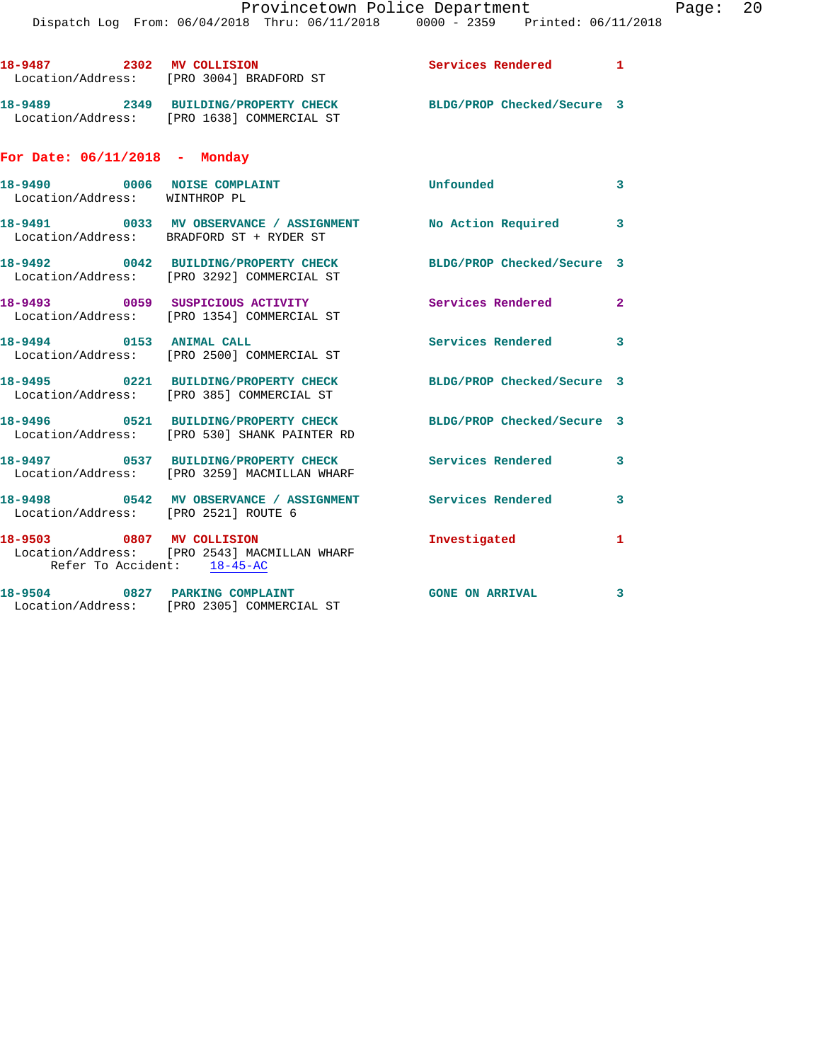18-9487 2302 **MV COLLISION** Services Rendered 1
Location/Address: [PRO 3004] BRADFORD ST

18-9489 2349 **BUILDING/PROPERTY CHECK** BLDG/PROP Checked/Secure 3
Location/Address: [PRO 1638] COMMERCIAL ST

## For Date: 06/11/2018 - Monday

18-9490 0006 **NOISE COMPLAINT** Unfounded 3
Location/Address: WINTHROP PL

18-9491 0033 **MV OBSERVANCE / ASSIGNMENT** No Action Required 3
Location/Address: BRADFORD ST + RYDER ST

18-9492 0042 **BUILDING/PROPERTY CHECK** BLDG/PROP Checked/Secure 3
Location/Address: [PRO 3292] COMMERCIAL ST

18-9493 0059 **SUSPICIOUS ACTIVITY** Services Rendered 2
Location/Address: [PRO 1354] COMMERCIAL ST

18-9494 0153 **ANIMAL CALL** Services Rendered 3
Location/Address: [PRO 2500] COMMERCIAL ST

18-9495 0221 **BUILDING/PROPERTY CHECK** BLDG/PROP Checked/Secure 3
Location/Address: [PRO 385] COMMERCIAL ST

18-9496 0521 **BUILDING/PROPERTY CHECK** BLDG/PROP Checked/Secure 3
Location/Address: [PRO 530] SHANK PAINTER RD

18-9497 0537 **BUILDING/PROPERTY CHECK** Services Rendered 3
Location/Address: [PRO 3259] MACMILLAN WHARF

18-9498 0542 **MV OBSERVANCE / ASSIGNMENT** Services Rendered 3
Location/Address: [PRO 2521] ROUTE 6

18-9503 0807 **MV COLLISION** Investigated 1
Location/Address: [PRO 2543] MACMILLAN WHARF
Refer To Accident: 18-45-AC

18-9504 0827 **PARKING COMPLAINT** GONE ON ARRIVAL 3
Location/Address: [PRO 2305] COMMERCIAL ST